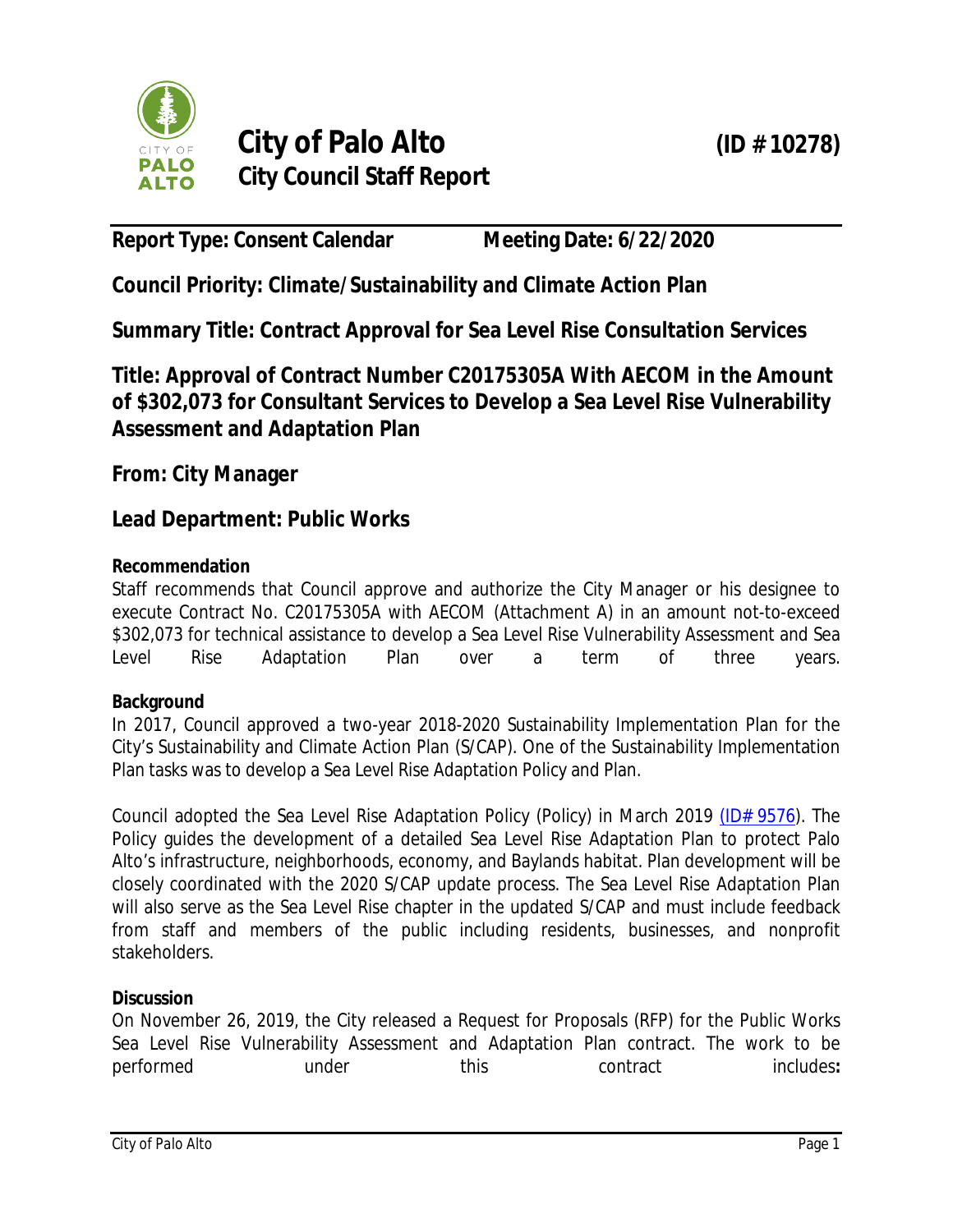# City of Palo Alto

## City Council Staff Report

**(ID # 10278)**

**Report Type: Consent Calendar** **Meeting Date: 6/22/2020**

**Council Priority: Climate/Sustainability and Climate Action Plan**

**Summary Title: Contract Approval for Sea Level Rise Consultation Services**

**Title: Approval of Contract Number C20175305A With AECOM in the Amount of $302,073 for Consultant Services to Develop a Sea Level Rise Vulnerability Assessment and Adaptation Plan**

**From: City Manager**

**Lead Department: Public Works**

**Recommendation**

Staff recommends that Council approve and authorize the City Manager or his designee to execute Contract No. C20175305A with AECOM (Attachment A) in an amount not-to-exceed $302,073 for technical assistance to develop a Sea Level Rise Vulnerability Assessment and Sea Level Rise Adaptation Plan over a term of three years.

**Background**

In 2017, Council approved a two-year 2018-2020 Sustainability Implementation Plan for the City's Sustainability and Climate Action Plan (S/CAP). One of the Sustainability Implementation Plan tasks was to develop a Sea Level Rise Adaptation Policy and Plan.

Council adopted the Sea Level Rise Adaptation Policy (Policy) in March 2019 (ID# 9576). The Policy guides the development of a detailed Sea Level Rise Adaptation Plan to protect Palo Alto's infrastructure, neighborhoods, economy, and Baylands habitat. Plan development will be closely coordinated with the 2020 S/CAP update process. The Sea Level Rise Adaptation Plan will also serve as the Sea Level Rise chapter in the updated S/CAP and must include feedback from staff and members of the public including residents, businesses, and nonprofit stakeholders.

**Discussion**

On November 26, 2019, the City released a Request for Proposals (RFP) for the Public Works Sea Level Rise Vulnerability Assessment and Adaptation Plan contract. The work to be performed under this contract includes**:**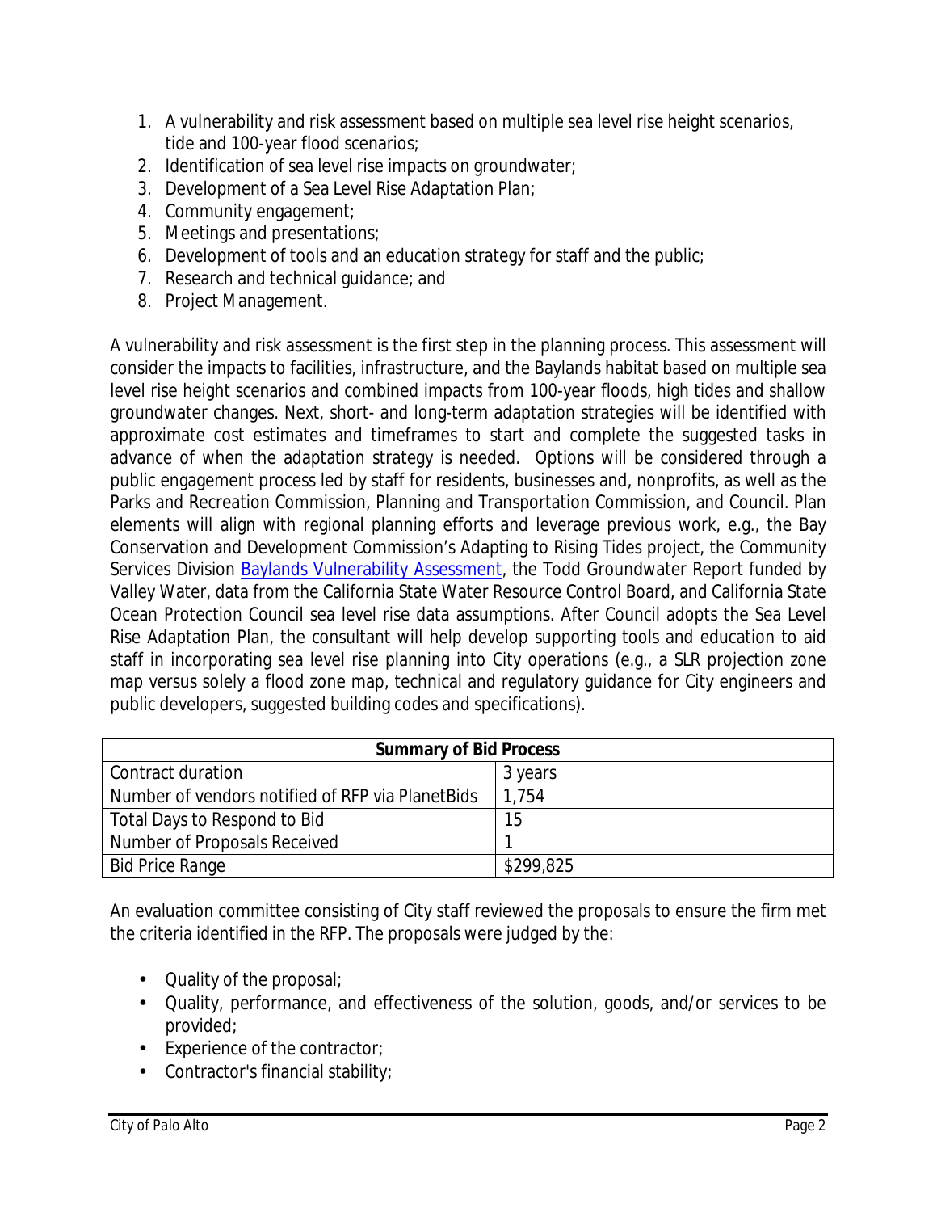1. A vulnerability and risk assessment based on multiple sea level rise height scenarios, tide and 100-year flood scenarios;
2. Identification of sea level rise impacts on groundwater;
3. Development of a Sea Level Rise Adaptation Plan;
4. Community engagement;
5. Meetings and presentations;
6. Development of tools and an education strategy for staff and the public;
7. Research and technical guidance; and
8. Project Management.

A vulnerability and risk assessment is the first step in the planning process. This assessment will consider the impacts to facilities, infrastructure, and the Baylands habitat based on multiple sea level rise height scenarios and combined impacts from 100-year floods, high tides and shallow groundwater changes. Next, short- and long-term adaptation strategies will be identified with approximate cost estimates and timeframes to start and complete the suggested tasks in advance of when the adaptation strategy is needed. Options will be considered through a public engagement process led by staff for residents, businesses and, nonprofits, as well as the Parks and Recreation Commission, Planning and Transportation Commission, and Council. Plan elements will align with regional planning efforts and leverage previous work, e.g., the Bay Conservation and Development Commission's Adapting to Rising Tides project, the Community Services Division Baylands Vulnerability Assessment, the Todd Groundwater Report funded by Valley Water, data from the California State Water Resource Control Board, and California State Ocean Protection Council sea level rise data assumptions. After Council adopts the Sea Level Rise Adaptation Plan, the consultant will help develop supporting tools and education to aid staff in incorporating sea level rise planning into City operations (e.g., a SLR projection zone map versus solely a flood zone map, technical and regulatory guidance for City engineers and public developers, suggested building codes and specifications).

| **Summary of Bid Process** | |
|---|---|
| Contract duration | 3 years |
| Number of vendors notified of RFP via PlanetBids | 1,754 |
| Total Days to Respond to Bid | 15 |
| Number of Proposals Received | 1 |
| Bid Price Range | $299,825 |

An evaluation committee consisting of City staff reviewed the proposals to ensure the firm met the criteria identified in the RFP. The proposals were judged by the:

- Quality of the proposal;
- Quality, performance, and effectiveness of the solution, goods, and/or services to be provided;
- Experience of the contractor;
- Contractor's financial stability;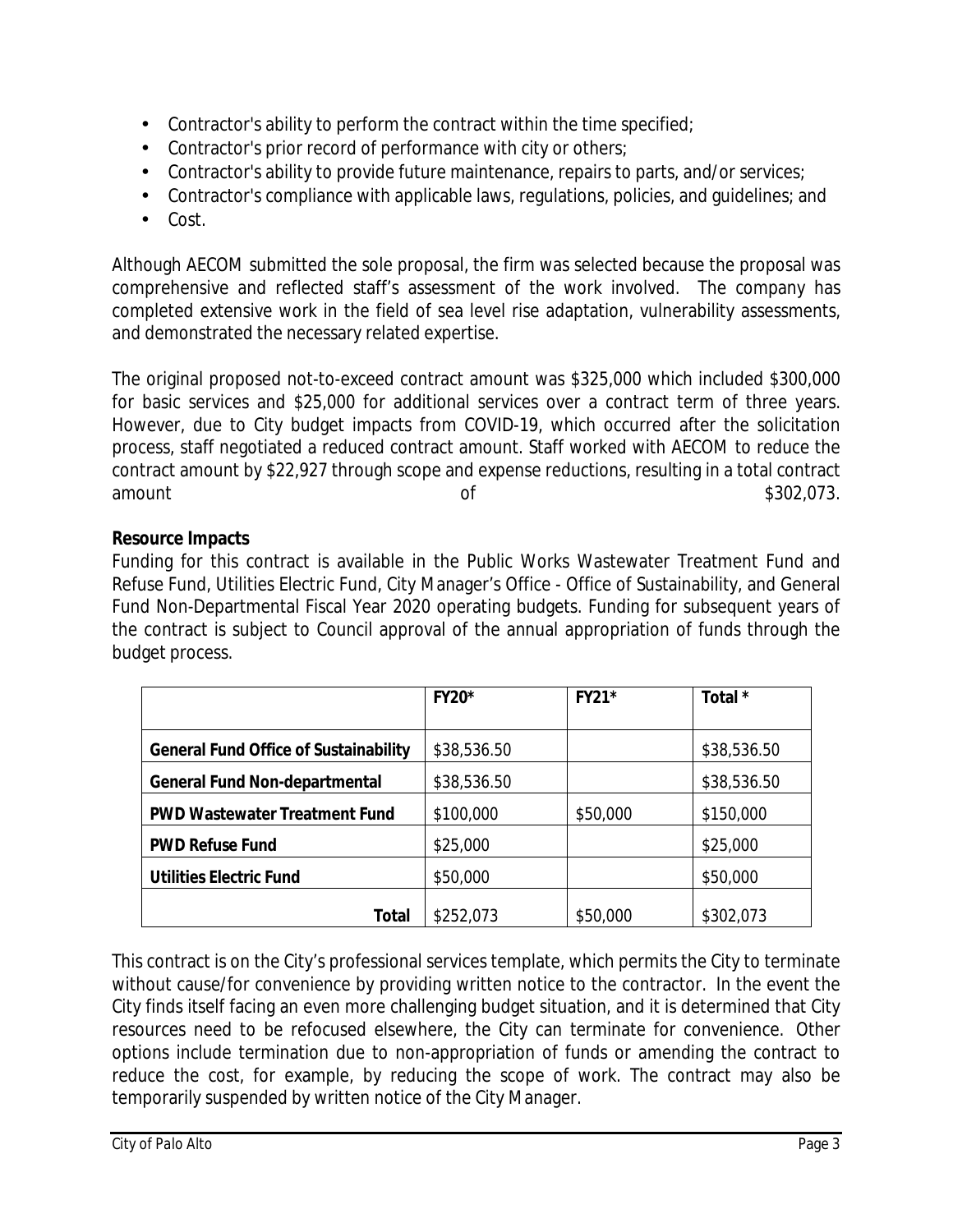- Contractor's ability to perform the contract within the time specified;
- Contractor's prior record of performance with city or others;
- Contractor's ability to provide future maintenance, repairs to parts, and/or services;
- Contractor's compliance with applicable laws, regulations, policies, and guidelines; and
- Cost.

Although AECOM submitted the sole proposal, the firm was selected because the proposal was comprehensive and reflected staff's assessment of the work involved. The company has completed extensive work in the field of sea level rise adaptation, vulnerability assessments, and demonstrated the necessary related expertise.

The original proposed not-to-exceed contract amount was $325,000 which included $300,000 for basic services and $25,000 for additional services over a contract term of three years. However, due to City budget impacts from COVID-19, which occurred after the solicitation process, staff negotiated a reduced contract amount. Staff worked with AECOM to reduce the contract amount by $22,927 through scope and expense reductions, resulting in a total contract amount of $302,073.

**Resource Impacts**

Funding for this contract is available in the Public Works Wastewater Treatment Fund and Refuse Fund, Utilities Electric Fund, City Manager's Office - Office of Sustainability, and General Fund Non-Departmental Fiscal Year 2020 operating budgets. Funding for subsequent years of the contract is subject to Council approval of the annual appropriation of funds through the budget process.

| | FY20* | FY21* | Total * |
|---|---|---|---|
| **General Fund Office of Sustainability** | $38,536.50 | | $38,536.50 |
| **General Fund Non-departmental** | $38,536.50 | | $38,536.50 |
| **PWD Wastewater Treatment Fund** | $100,000 | $50,000 | $150,000 |
| **PWD Refuse Fund** | $25,000 | | $25,000 |
| **Utilities Electric Fund** | $50,000 | | $50,000 |
| **Total** | $252,073 | $50,000 | $302,073 |

This contract is on the City's professional services template, which permits the City to terminate without cause/for convenience by providing written notice to the contractor. In the event the City finds itself facing an even more challenging budget situation, and it is determined that City resources need to be refocused elsewhere, the City can terminate for convenience. Other options include termination due to non-appropriation of funds or amending the contract to reduce the cost, for example, by reducing the scope of work. The contract may also be temporarily suspended by written notice of the City Manager.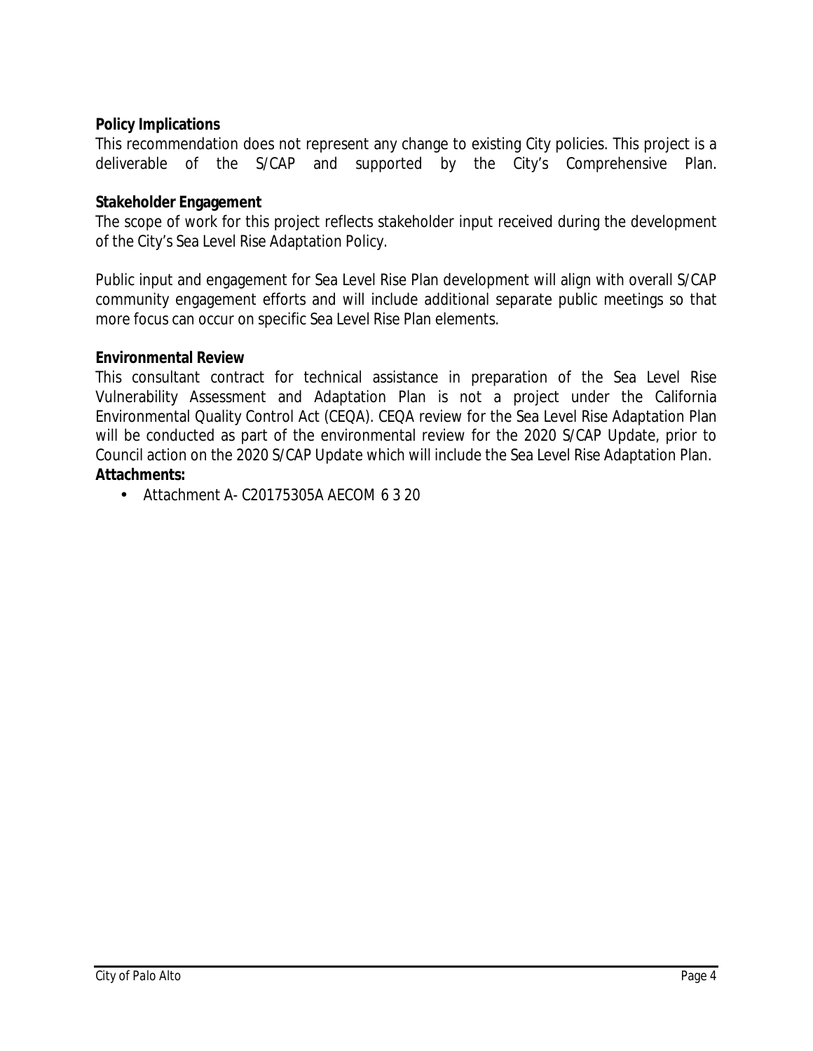**Policy Implications**

This recommendation does not represent any change to existing City policies. This project is a deliverable of the S/CAP and supported by the City's Comprehensive Plan.

**Stakeholder Engagement**

The scope of work for this project reflects stakeholder input received during the development of the City's Sea Level Rise Adaptation Policy.

Public input and engagement for Sea Level Rise Plan development will align with overall S/CAP community engagement efforts and will include additional separate public meetings so that more focus can occur on specific Sea Level Rise Plan elements.

**Environmental Review**

This consultant contract for technical assistance in preparation of the Sea Level Rise Vulnerability Assessment and Adaptation Plan is not a project under the California Environmental Quality Control Act (CEQA). CEQA review for the Sea Level Rise Adaptation Plan will be conducted as part of the environmental review for the 2020 S/CAP Update, prior to Council action on the 2020 S/CAP Update which will include the Sea Level Rise Adaptation Plan.

**Attachments:**

- Attachment A- C20175305A AECOM 6 3 20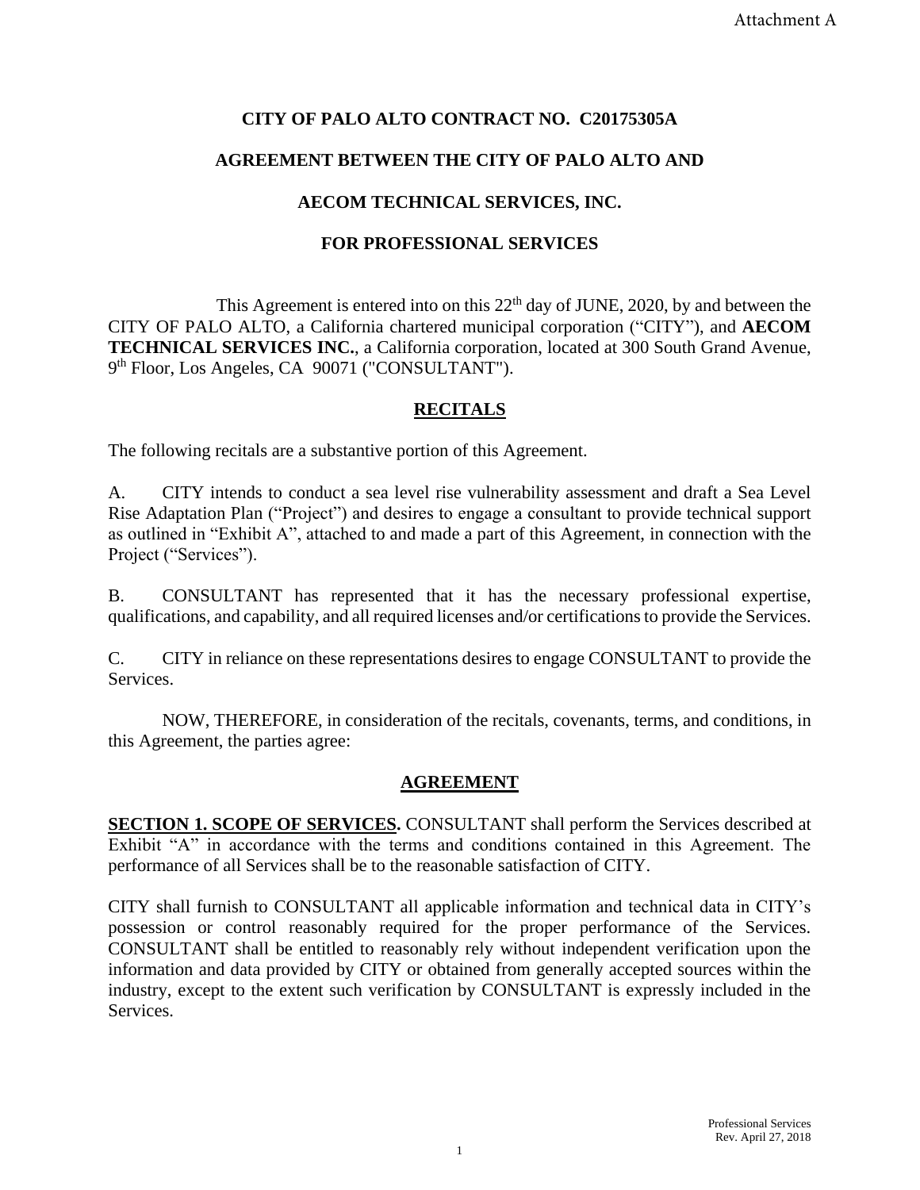Attachment A

**CITY OF PALO ALTO CONTRACT NO. C20175305A**

**AGREEMENT BETWEEN THE CITY OF PALO ALTO AND**

**AECOM TECHNICAL SERVICES, INC.**

**FOR PROFESSIONAL SERVICES**

This Agreement is entered into on this 22[th] day of JUNE, 2020, by and between the CITY OF PALO ALTO, a California chartered municipal corporation ("CITY"), and **AECOM TECHNICAL SERVICES INC.**, a California corporation, located at 300 South Grand Avenue, 9[th] Floor, Los Angeles, CA 90071 ("CONSULTANT").

## RECITALS

The following recitals are a substantive portion of this Agreement.

A. CITY intends to conduct a sea level rise vulnerability assessment and draft a Sea Level Rise Adaptation Plan ("Project") and desires to engage a consultant to provide technical support as outlined in "Exhibit A", attached to and made a part of this Agreement, in connection with the Project ("Services").

B. CONSULTANT has represented that it has the necessary professional expertise, qualifications, and capability, and all required licenses and/or certifications to provide the Services.

C. CITY in reliance on these representations desires to engage CONSULTANT to provide the Services.

NOW, THEREFORE, in consideration of the recitals, covenants, terms, and conditions, in this Agreement, the parties agree:

## AGREEMENT

**SECTION 1. SCOPE OF SERVICES.** CONSULTANT shall perform the Services described at Exhibit "A" in accordance with the terms and conditions contained in this Agreement. The performance of all Services shall be to the reasonable satisfaction of CITY.

CITY shall furnish to CONSULTANT all applicable information and technical data in CITY's possession or control reasonably required for the proper performance of the Services. CONSULTANT shall be entitled to reasonably rely without independent verification upon the information and data provided by CITY or obtained from generally accepted sources within the industry, except to the extent such verification by CONSULTANT is expressly included in the Services.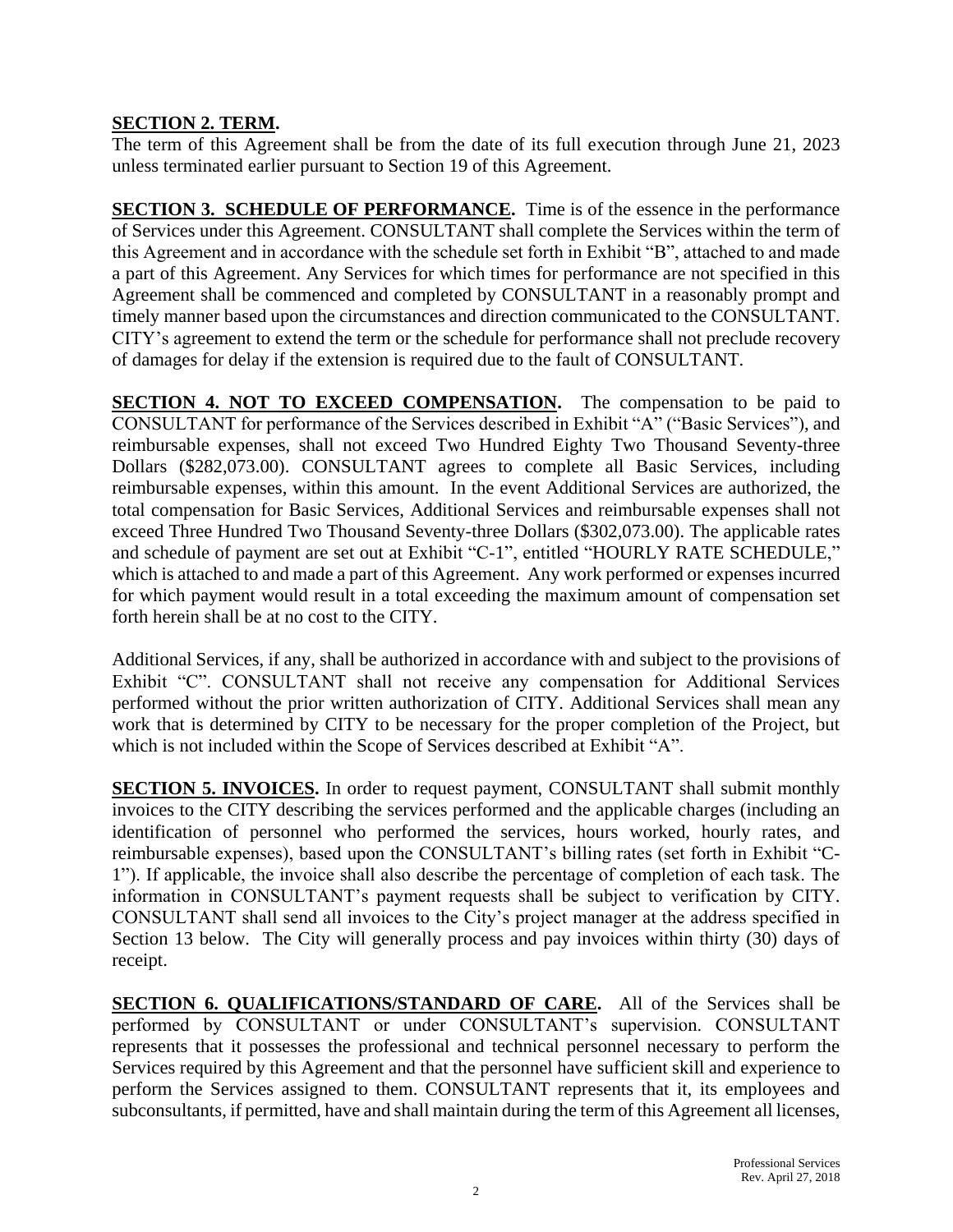**SECTION 2. TERM.**
The term of this Agreement shall be from the date of its full execution through June 21, 2023 unless terminated earlier pursuant to Section 19 of this Agreement.

**SECTION 3. SCHEDULE OF PERFORMANCE.** Time is of the essence in the performance of Services under this Agreement. CONSULTANT shall complete the Services within the term of this Agreement and in accordance with the schedule set forth in Exhibit "B", attached to and made a part of this Agreement. Any Services for which times for performance are not specified in this Agreement shall be commenced and completed by CONSULTANT in a reasonably prompt and timely manner based upon the circumstances and direction communicated to the CONSULTANT. CITY's agreement to extend the term or the schedule for performance shall not preclude recovery of damages for delay if the extension is required due to the fault of CONSULTANT.

**SECTION 4. NOT TO EXCEED COMPENSATION.** The compensation to be paid to CONSULTANT for performance of the Services described in Exhibit "A" ("Basic Services"), and reimbursable expenses, shall not exceed Two Hundred Eighty Two Thousand Seventy-three Dollars ($282,073.00). CONSULTANT agrees to complete all Basic Services, including reimbursable expenses, within this amount. In the event Additional Services are authorized, the total compensation for Basic Services, Additional Services and reimbursable expenses shall not exceed Three Hundred Two Thousand Seventy-three Dollars ($302,073.00). The applicable rates and schedule of payment are set out at Exhibit "C-1", entitled "HOURLY RATE SCHEDULE," which is attached to and made a part of this Agreement. Any work performed or expenses incurred for which payment would result in a total exceeding the maximum amount of compensation set forth herein shall be at no cost to the CITY.

Additional Services, if any, shall be authorized in accordance with and subject to the provisions of Exhibit "C". CONSULTANT shall not receive any compensation for Additional Services performed without the prior written authorization of CITY. Additional Services shall mean any work that is determined by CITY to be necessary for the proper completion of the Project, but which is not included within the Scope of Services described at Exhibit "A".

**SECTION 5. INVOICES.** In order to request payment, CONSULTANT shall submit monthly invoices to the CITY describing the services performed and the applicable charges (including an identification of personnel who performed the services, hours worked, hourly rates, and reimbursable expenses), based upon the CONSULTANT's billing rates (set forth in Exhibit "C-1"). If applicable, the invoice shall also describe the percentage of completion of each task. The information in CONSULTANT's payment requests shall be subject to verification by CITY. CONSULTANT shall send all invoices to the City's project manager at the address specified in Section 13 below. The City will generally process and pay invoices within thirty (30) days of receipt.

**SECTION 6. QUALIFICATIONS/STANDARD OF CARE.** All of the Services shall be performed by CONSULTANT or under CONSULTANT's supervision. CONSULTANT represents that it possesses the professional and technical personnel necessary to perform the Services required by this Agreement and that the personnel have sufficient skill and experience to perform the Services assigned to them. CONSULTANT represents that it, its employees and subconsultants, if permitted, have and shall maintain during the term of this Agreement all licenses,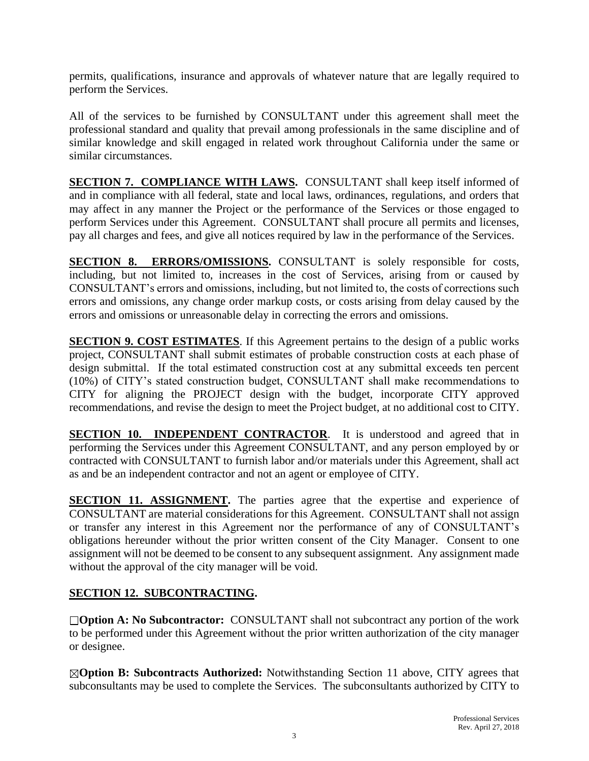permits, qualifications, insurance and approvals of whatever nature that are legally required to perform the Services.

All of the services to be furnished by CONSULTANT under this agreement shall meet the professional standard and quality that prevail among professionals in the same discipline and of similar knowledge and skill engaged in related work throughout California under the same or similar circumstances.

**SECTION 7. COMPLIANCE WITH LAWS.** CONSULTANT shall keep itself informed of and in compliance with all federal, state and local laws, ordinances, regulations, and orders that may affect in any manner the Project or the performance of the Services or those engaged to perform Services under this Agreement. CONSULTANT shall procure all permits and licenses, pay all charges and fees, and give all notices required by law in the performance of the Services.

**SECTION 8. ERRORS/OMISSIONS.** CONSULTANT is solely responsible for costs, including, but not limited to, increases in the cost of Services, arising from or caused by CONSULTANT's errors and omissions, including, but not limited to, the costs of corrections such errors and omissions, any change order markup costs, or costs arising from delay caused by the errors and omissions or unreasonable delay in correcting the errors and omissions.

**SECTION 9. COST ESTIMATES**. If this Agreement pertains to the design of a public works project, CONSULTANT shall submit estimates of probable construction costs at each phase of design submittal. If the total estimated construction cost at any submittal exceeds ten percent (10%) of CITY's stated construction budget, CONSULTANT shall make recommendations to CITY for aligning the PROJECT design with the budget, incorporate CITY approved recommendations, and revise the design to meet the Project budget, at no additional cost to CITY.

**SECTION 10. INDEPENDENT CONTRACTOR**. It is understood and agreed that in performing the Services under this Agreement CONSULTANT, and any person employed by or contracted with CONSULTANT to furnish labor and/or materials under this Agreement, shall act as and be an independent contractor and not an agent or employee of CITY.

**SECTION 11. ASSIGNMENT.** The parties agree that the expertise and experience of CONSULTANT are material considerations for this Agreement. CONSULTANT shall not assign or transfer any interest in this Agreement nor the performance of any of CONSULTANT's obligations hereunder without the prior written consent of the City Manager. Consent to one assignment will not be deemed to be consent to any subsequent assignment. Any assignment made without the approval of the city manager will be void.

**SECTION 12. SUBCONTRACTING.**

☐**Option A: No Subcontractor:** CONSULTANT shall not subcontract any portion of the work to be performed under this Agreement without the prior written authorization of the city manager or designee.

☒**Option B: Subcontracts Authorized:** Notwithstanding Section 11 above, CITY agrees that subconsultants may be used to complete the Services. The subconsultants authorized by CITY to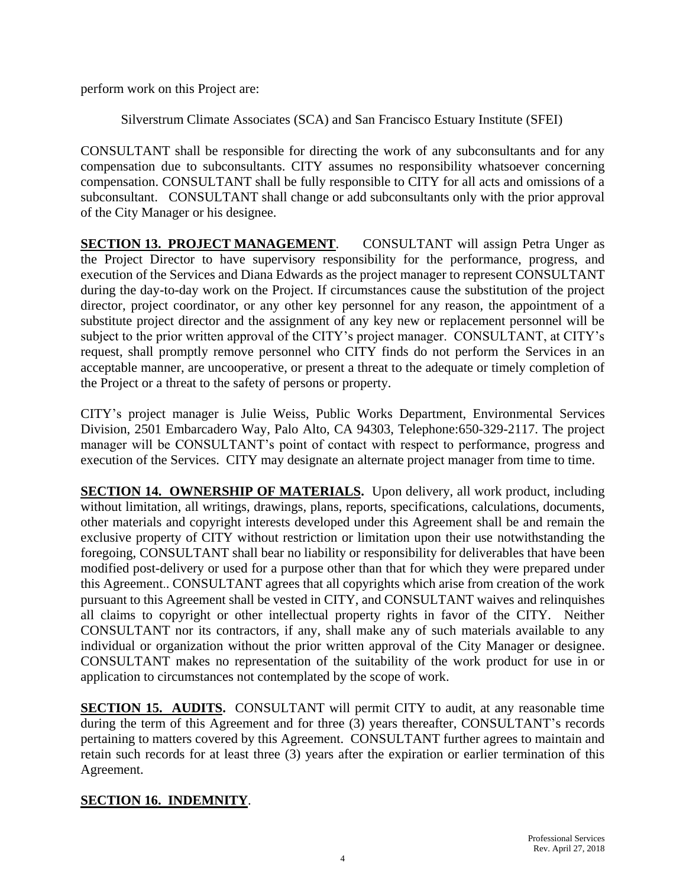perform work on this Project are:

Silverstrum Climate Associates (SCA) and San Francisco Estuary Institute (SFEI)

CONSULTANT shall be responsible for directing the work of any subconsultants and for any compensation due to subconsultants. CITY assumes no responsibility whatsoever concerning compensation. CONSULTANT shall be fully responsible to CITY for all acts and omissions of a subconsultant. CONSULTANT shall change or add subconsultants only with the prior approval of the City Manager or his designee.

**SECTION 13. PROJECT MANAGEMENT**. CONSULTANT will assign Petra Unger as the Project Director to have supervisory responsibility for the performance, progress, and execution of the Services and Diana Edwards as the project manager to represent CONSULTANT during the day-to-day work on the Project. If circumstances cause the substitution of the project director, project coordinator, or any other key personnel for any reason, the appointment of a substitute project director and the assignment of any key new or replacement personnel will be subject to the prior written approval of the CITY's project manager. CONSULTANT, at CITY's request, shall promptly remove personnel who CITY finds do not perform the Services in an acceptable manner, are uncooperative, or present a threat to the adequate or timely completion of the Project or a threat to the safety of persons or property.

CITY's project manager is Julie Weiss, Public Works Department, Environmental Services Division, 2501 Embarcadero Way, Palo Alto, CA 94303, Telephone:650-329-2117. The project manager will be CONSULTANT's point of contact with respect to performance, progress and execution of the Services. CITY may designate an alternate project manager from time to time.

**SECTION 14. OWNERSHIP OF MATERIALS.** Upon delivery, all work product, including without limitation, all writings, drawings, plans, reports, specifications, calculations, documents, other materials and copyright interests developed under this Agreement shall be and remain the exclusive property of CITY without restriction or limitation upon their use notwithstanding the foregoing, CONSULTANT shall bear no liability or responsibility for deliverables that have been modified post-delivery or used for a purpose other than that for which they were prepared under this Agreement.. CONSULTANT agrees that all copyrights which arise from creation of the work pursuant to this Agreement shall be vested in CITY, and CONSULTANT waives and relinquishes all claims to copyright or other intellectual property rights in favor of the CITY. Neither CONSULTANT nor its contractors, if any, shall make any of such materials available to any individual or organization without the prior written approval of the City Manager or designee. CONSULTANT makes no representation of the suitability of the work product for use in or application to circumstances not contemplated by the scope of work.

**SECTION 15. AUDITS.** CONSULTANT will permit CITY to audit, at any reasonable time during the term of this Agreement and for three (3) years thereafter, CONSULTANT's records pertaining to matters covered by this Agreement. CONSULTANT further agrees to maintain and retain such records for at least three (3) years after the expiration or earlier termination of this Agreement.

**SECTION 16. INDEMNITY**.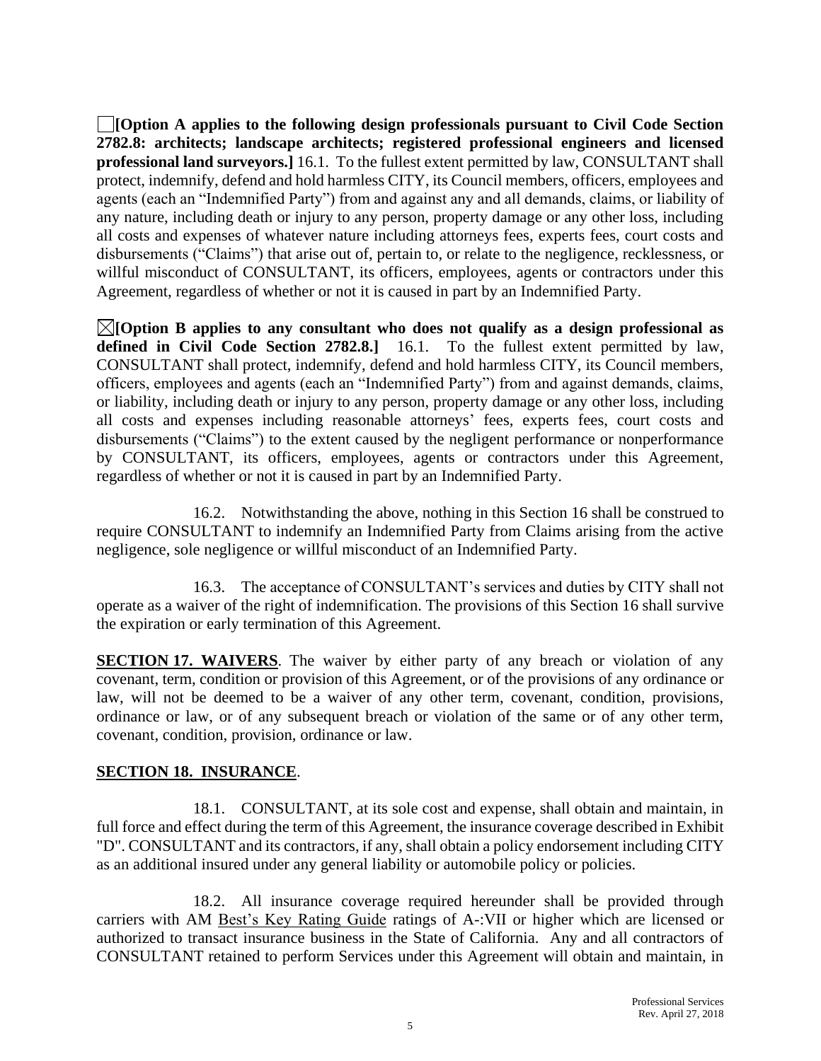☐**[Option A applies to the following design professionals pursuant to Civil Code Section 2782.8: architects; landscape architects; registered professional engineers and licensed professional land surveyors.]** 16.1. To the fullest extent permitted by law, CONSULTANT shall protect, indemnify, defend and hold harmless CITY, its Council members, officers, employees and agents (each an "Indemnified Party") from and against any and all demands, claims, or liability of any nature, including death or injury to any person, property damage or any other loss, including all costs and expenses of whatever nature including attorneys fees, experts fees, court costs and disbursements ("Claims") that arise out of, pertain to, or relate to the negligence, recklessness, or willful misconduct of CONSULTANT, its officers, employees, agents or contractors under this Agreement, regardless of whether or not it is caused in part by an Indemnified Party.

☒**[Option B applies to any consultant who does not qualify as a design professional as defined in Civil Code Section 2782.8.]** 16.1. To the fullest extent permitted by law, CONSULTANT shall protect, indemnify, defend and hold harmless CITY, its Council members, officers, employees and agents (each an "Indemnified Party") from and against demands, claims, or liability, including death or injury to any person, property damage or any other loss, including all costs and expenses including reasonable attorneys' fees, experts fees, court costs and disbursements ("Claims") to the extent caused by the negligent performance or nonperformance by CONSULTANT, its officers, employees, agents or contractors under this Agreement, regardless of whether or not it is caused in part by an Indemnified Party.

16.2. Notwithstanding the above, nothing in this Section 16 shall be construed to require CONSULTANT to indemnify an Indemnified Party from Claims arising from the active negligence, sole negligence or willful misconduct of an Indemnified Party.

16.3. The acceptance of CONSULTANT's services and duties by CITY shall not operate as a waiver of the right of indemnification. The provisions of this Section 16 shall survive the expiration or early termination of this Agreement.

**SECTION 17. WAIVERS**. The waiver by either party of any breach or violation of any covenant, term, condition or provision of this Agreement, or of the provisions of any ordinance or law, will not be deemed to be a waiver of any other term, covenant, condition, provisions, ordinance or law, or of any subsequent breach or violation of the same or of any other term, covenant, condition, provision, ordinance or law.

**SECTION 18. INSURANCE**.

18.1. CONSULTANT, at its sole cost and expense, shall obtain and maintain, in full force and effect during the term of this Agreement, the insurance coverage described in Exhibit "D". CONSULTANT and its contractors, if any, shall obtain a policy endorsement including CITY as an additional insured under any general liability or automobile policy or policies.

18.2. All insurance coverage required hereunder shall be provided through carriers with AM Best's Key Rating Guide ratings of A-:VII or higher which are licensed or authorized to transact insurance business in the State of California. Any and all contractors of CONSULTANT retained to perform Services under this Agreement will obtain and maintain, in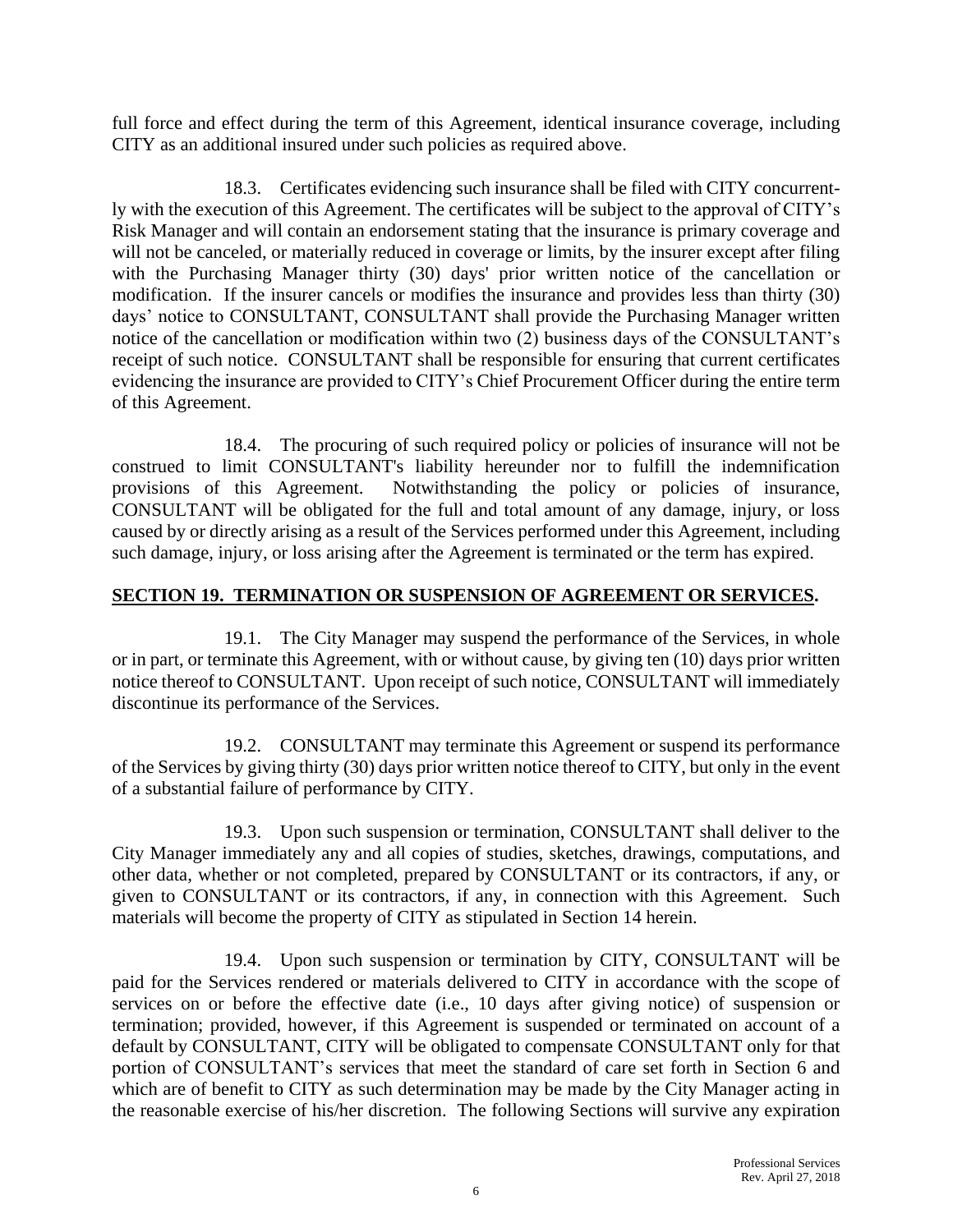full force and effect during the term of this Agreement, identical insurance coverage, including CITY as an additional insured under such policies as required above.

18.3. Certificates evidencing such insurance shall be filed with CITY concurrently with the execution of this Agreement. The certificates will be subject to the approval of CITY's Risk Manager and will contain an endorsement stating that the insurance is primary coverage and will not be canceled, or materially reduced in coverage or limits, by the insurer except after filing with the Purchasing Manager thirty (30) days' prior written notice of the cancellation or modification. If the insurer cancels or modifies the insurance and provides less than thirty (30) days' notice to CONSULTANT, CONSULTANT shall provide the Purchasing Manager written notice of the cancellation or modification within two (2) business days of the CONSULTANT's receipt of such notice. CONSULTANT shall be responsible for ensuring that current certificates evidencing the insurance are provided to CITY's Chief Procurement Officer during the entire term of this Agreement.

18.4. The procuring of such required policy or policies of insurance will not be construed to limit CONSULTANT's liability hereunder nor to fulfill the indemnification provisions of this Agreement. Notwithstanding the policy or policies of insurance, CONSULTANT will be obligated for the full and total amount of any damage, injury, or loss caused by or directly arising as a result of the Services performed under this Agreement, including such damage, injury, or loss arising after the Agreement is terminated or the term has expired.

## SECTION 19. TERMINATION OR SUSPENSION OF AGREEMENT OR SERVICES.

19.1. The City Manager may suspend the performance of the Services, in whole or in part, or terminate this Agreement, with or without cause, by giving ten (10) days prior written notice thereof to CONSULTANT. Upon receipt of such notice, CONSULTANT will immediately discontinue its performance of the Services.

19.2. CONSULTANT may terminate this Agreement or suspend its performance of the Services by giving thirty (30) days prior written notice thereof to CITY, but only in the event of a substantial failure of performance by CITY.

19.3. Upon such suspension or termination, CONSULTANT shall deliver to the City Manager immediately any and all copies of studies, sketches, drawings, computations, and other data, whether or not completed, prepared by CONSULTANT or its contractors, if any, or given to CONSULTANT or its contractors, if any, in connection with this Agreement. Such materials will become the property of CITY as stipulated in Section 14 herein.

19.4. Upon such suspension or termination by CITY, CONSULTANT will be paid for the Services rendered or materials delivered to CITY in accordance with the scope of services on or before the effective date (i.e., 10 days after giving notice) of suspension or termination; provided, however, if this Agreement is suspended or terminated on account of a default by CONSULTANT, CITY will be obligated to compensate CONSULTANT only for that portion of CONSULTANT's services that meet the standard of care set forth in Section 6 and which are of benefit to CITY as such determination may be made by the City Manager acting in the reasonable exercise of his/her discretion. The following Sections will survive any expiration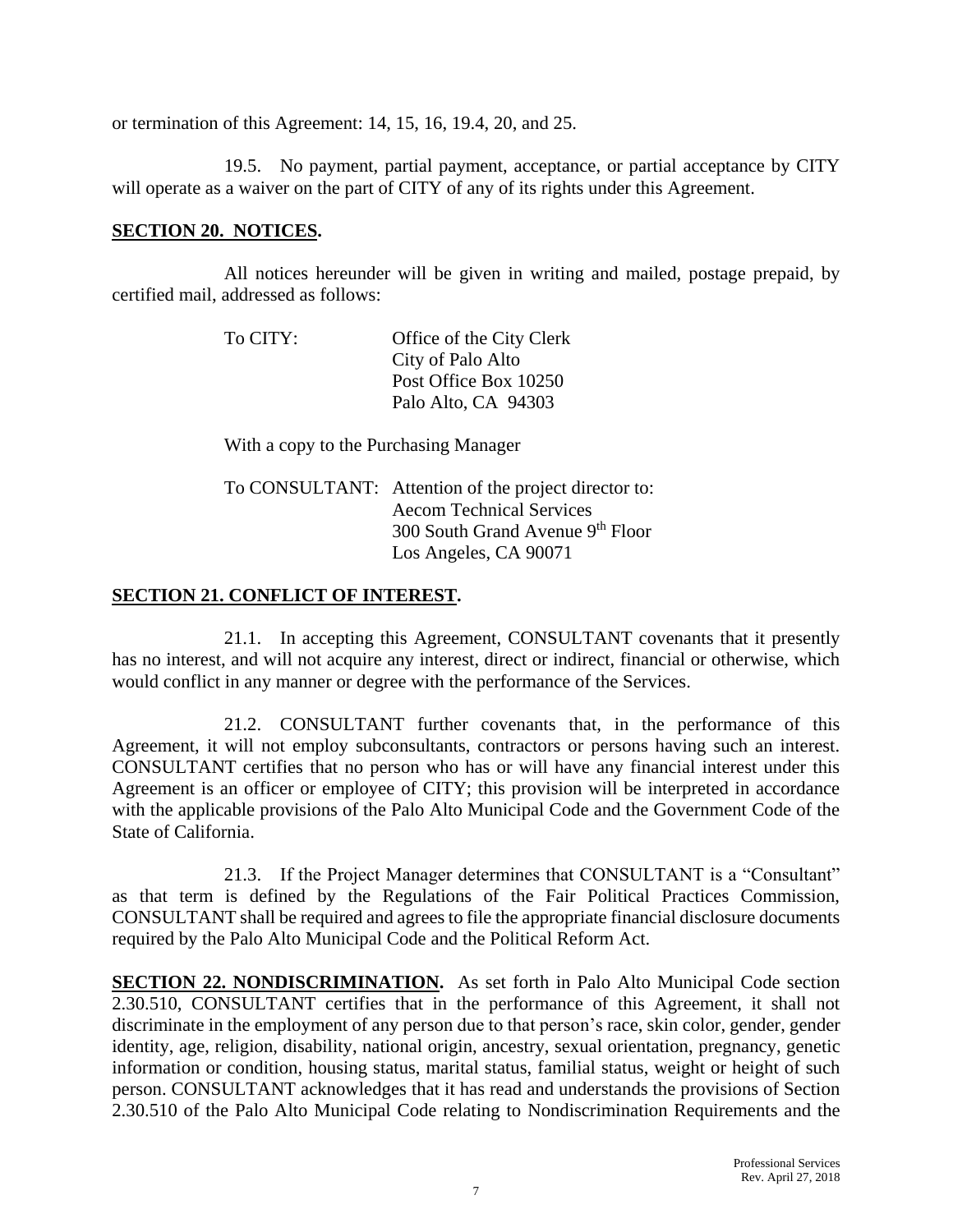or termination of this Agreement: 14, 15, 16, 19.4, 20, and 25.

19.5. No payment, partial payment, acceptance, or partial acceptance by CITY will operate as a waiver on the part of CITY of any of its rights under this Agreement.

## SECTION 20. NOTICES.

All notices hereunder will be given in writing and mailed, postage prepaid, by certified mail, addressed as follows:

To CITY: Office of the City Clerk
City of Palo Alto
Post Office Box 10250
Palo Alto, CA 94303

With a copy to the Purchasing Manager

To CONSULTANT: Attention of the project director to:
Aecom Technical Services
300 South Grand Avenue 9th Floor
Los Angeles, CA 90071

## SECTION 21. CONFLICT OF INTEREST.

21.1. In accepting this Agreement, CONSULTANT covenants that it presently has no interest, and will not acquire any interest, direct or indirect, financial or otherwise, which would conflict in any manner or degree with the performance of the Services.

21.2. CONSULTANT further covenants that, in the performance of this Agreement, it will not employ subconsultants, contractors or persons having such an interest. CONSULTANT certifies that no person who has or will have any financial interest under this Agreement is an officer or employee of CITY; this provision will be interpreted in accordance with the applicable provisions of the Palo Alto Municipal Code and the Government Code of the State of California.

21.3. If the Project Manager determines that CONSULTANT is a "Consultant" as that term is defined by the Regulations of the Fair Political Practices Commission, CONSULTANT shall be required and agrees to file the appropriate financial disclosure documents required by the Palo Alto Municipal Code and the Political Reform Act.

**SECTION 22. NONDISCRIMINATION.** As set forth in Palo Alto Municipal Code section 2.30.510, CONSULTANT certifies that in the performance of this Agreement, it shall not discriminate in the employment of any person due to that person's race, skin color, gender, gender identity, age, religion, disability, national origin, ancestry, sexual orientation, pregnancy, genetic information or condition, housing status, marital status, familial status, weight or height of such person. CONSULTANT acknowledges that it has read and understands the provisions of Section 2.30.510 of the Palo Alto Municipal Code relating to Nondiscrimination Requirements and the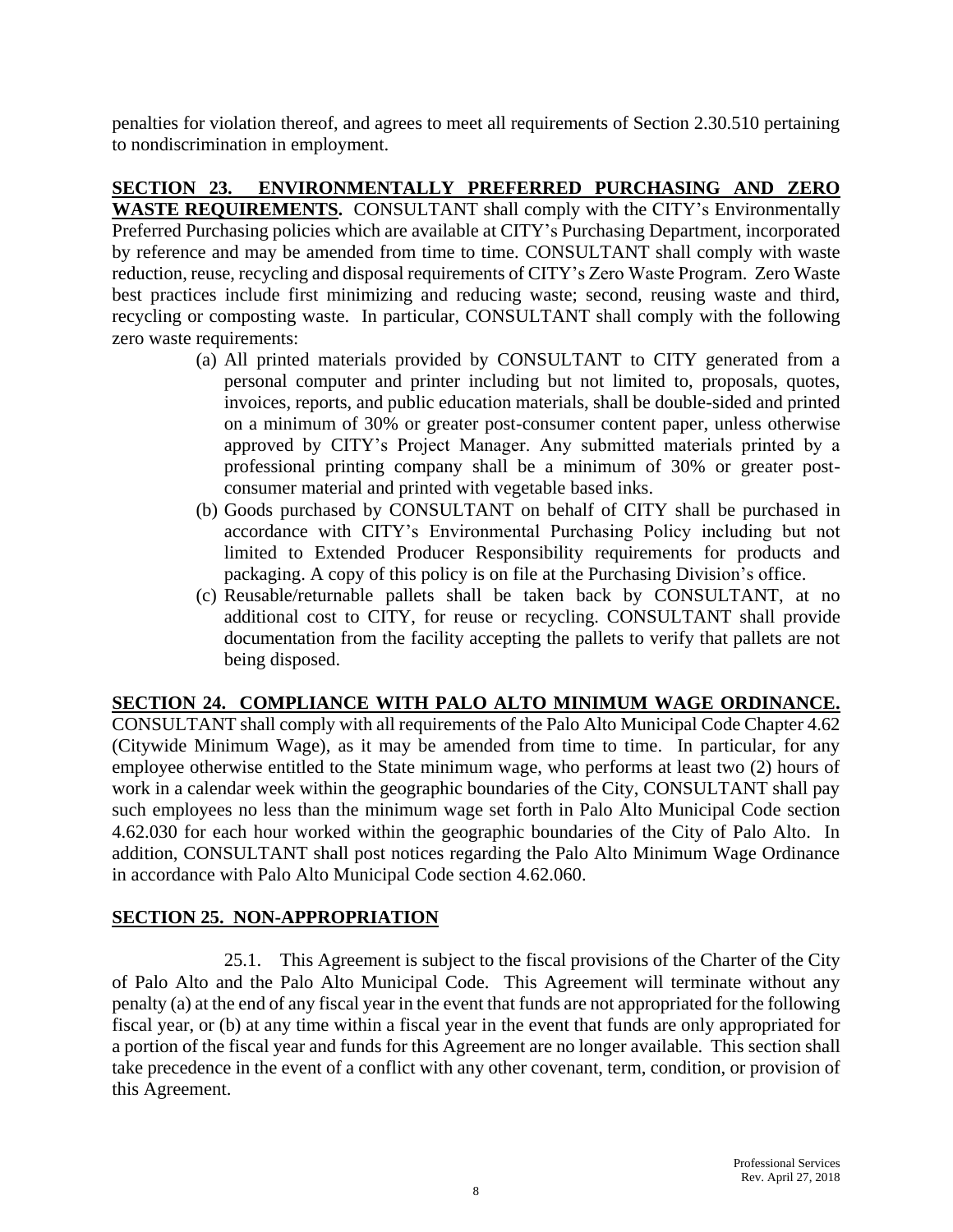penalties for violation thereof, and agrees to meet all requirements of Section 2.30.510 pertaining to nondiscrimination in employment.

**SECTION 23. ENVIRONMENTALLY PREFERRED PURCHASING AND ZERO WASTE REQUIREMENTS.** CONSULTANT shall comply with the CITY's Environmentally Preferred Purchasing policies which are available at CITY's Purchasing Department, incorporated by reference and may be amended from time to time. CONSULTANT shall comply with waste reduction, reuse, recycling and disposal requirements of CITY's Zero Waste Program. Zero Waste best practices include first minimizing and reducing waste; second, reusing waste and third, recycling or composting waste. In particular, CONSULTANT shall comply with the following zero waste requirements:

(a) All printed materials provided by CONSULTANT to CITY generated from a personal computer and printer including but not limited to, proposals, quotes, invoices, reports, and public education materials, shall be double-sided and printed on a minimum of 30% or greater post-consumer content paper, unless otherwise approved by CITY's Project Manager. Any submitted materials printed by a professional printing company shall be a minimum of 30% or greater post-consumer material and printed with vegetable based inks.

(b) Goods purchased by CONSULTANT on behalf of CITY shall be purchased in accordance with CITY's Environmental Purchasing Policy including but not limited to Extended Producer Responsibility requirements for products and packaging. A copy of this policy is on file at the Purchasing Division's office.

(c) Reusable/returnable pallets shall be taken back by CONSULTANT, at no additional cost to CITY, for reuse or recycling. CONSULTANT shall provide documentation from the facility accepting the pallets to verify that pallets are not being disposed.

**SECTION 24. COMPLIANCE WITH PALO ALTO MINIMUM WAGE ORDINANCE.** CONSULTANT shall comply with all requirements of the Palo Alto Municipal Code Chapter 4.62 (Citywide Minimum Wage), as it may be amended from time to time. In particular, for any employee otherwise entitled to the State minimum wage, who performs at least two (2) hours of work in a calendar week within the geographic boundaries of the City, CONSULTANT shall pay such employees no less than the minimum wage set forth in Palo Alto Municipal Code section 4.62.030 for each hour worked within the geographic boundaries of the City of Palo Alto. In addition, CONSULTANT shall post notices regarding the Palo Alto Minimum Wage Ordinance in accordance with Palo Alto Municipal Code section 4.62.060.

**SECTION 25. NON-APPROPRIATION**

25.1. This Agreement is subject to the fiscal provisions of the Charter of the City of Palo Alto and the Palo Alto Municipal Code. This Agreement will terminate without any penalty (a) at the end of any fiscal year in the event that funds are not appropriated for the following fiscal year, or (b) at any time within a fiscal year in the event that funds are only appropriated for a portion of the fiscal year and funds for this Agreement are no longer available. This section shall take precedence in the event of a conflict with any other covenant, term, condition, or provision of this Agreement.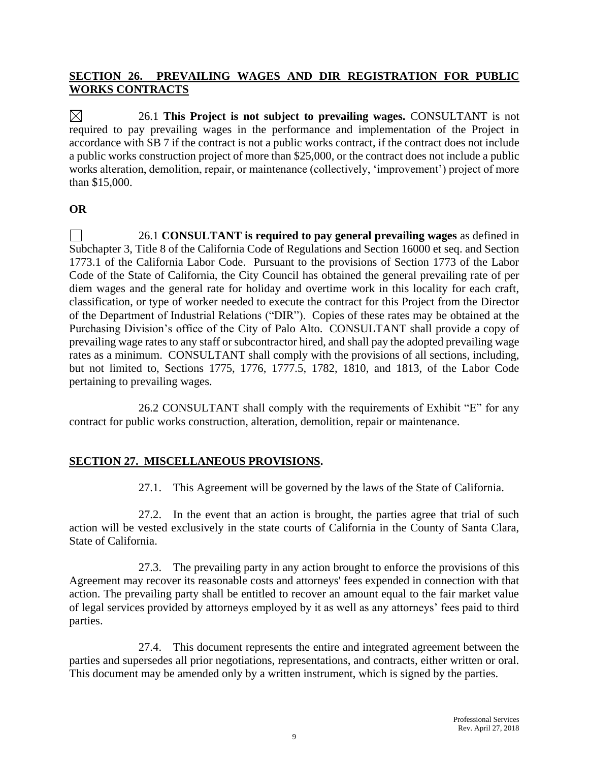## SECTION 26. PREVAILING WAGES AND DIR REGISTRATION FOR PUBLIC WORKS CONTRACTS

☒ 26.1 **This Project is not subject to prevailing wages.** CONSULTANT is not required to pay prevailing wages in the performance and implementation of the Project in accordance with SB 7 if the contract is not a public works contract, if the contract does not include a public works construction project of more than $25,000, or the contract does not include a public works alteration, demolition, repair, or maintenance (collectively, 'improvement') project of more than $15,000.

**OR**

☐ 26.1 **CONSULTANT is required to pay general prevailing wages** as defined in Subchapter 3, Title 8 of the California Code of Regulations and Section 16000 et seq. and Section 1773.1 of the California Labor Code. Pursuant to the provisions of Section 1773 of the Labor Code of the State of California, the City Council has obtained the general prevailing rate of per diem wages and the general rate for holiday and overtime work in this locality for each craft, classification, or type of worker needed to execute the contract for this Project from the Director of the Department of Industrial Relations ("DIR"). Copies of these rates may be obtained at the Purchasing Division's office of the City of Palo Alto. CONSULTANT shall provide a copy of prevailing wage rates to any staff or subcontractor hired, and shall pay the adopted prevailing wage rates as a minimum. CONSULTANT shall comply with the provisions of all sections, including, but not limited to, Sections 1775, 1776, 1777.5, 1782, 1810, and 1813, of the Labor Code pertaining to prevailing wages.

26.2 CONSULTANT shall comply with the requirements of Exhibit "E" for any contract for public works construction, alteration, demolition, repair or maintenance.

## SECTION 27. MISCELLANEOUS PROVISIONS.

27.1. This Agreement will be governed by the laws of the State of California.

27.2. In the event that an action is brought, the parties agree that trial of such action will be vested exclusively in the state courts of California in the County of Santa Clara, State of California.

27.3. The prevailing party in any action brought to enforce the provisions of this Agreement may recover its reasonable costs and attorneys' fees expended in connection with that action. The prevailing party shall be entitled to recover an amount equal to the fair market value of legal services provided by attorneys employed by it as well as any attorneys' fees paid to third parties.

27.4. This document represents the entire and integrated agreement between the parties and supersedes all prior negotiations, representations, and contracts, either written or oral. This document may be amended only by a written instrument, which is signed by the parties.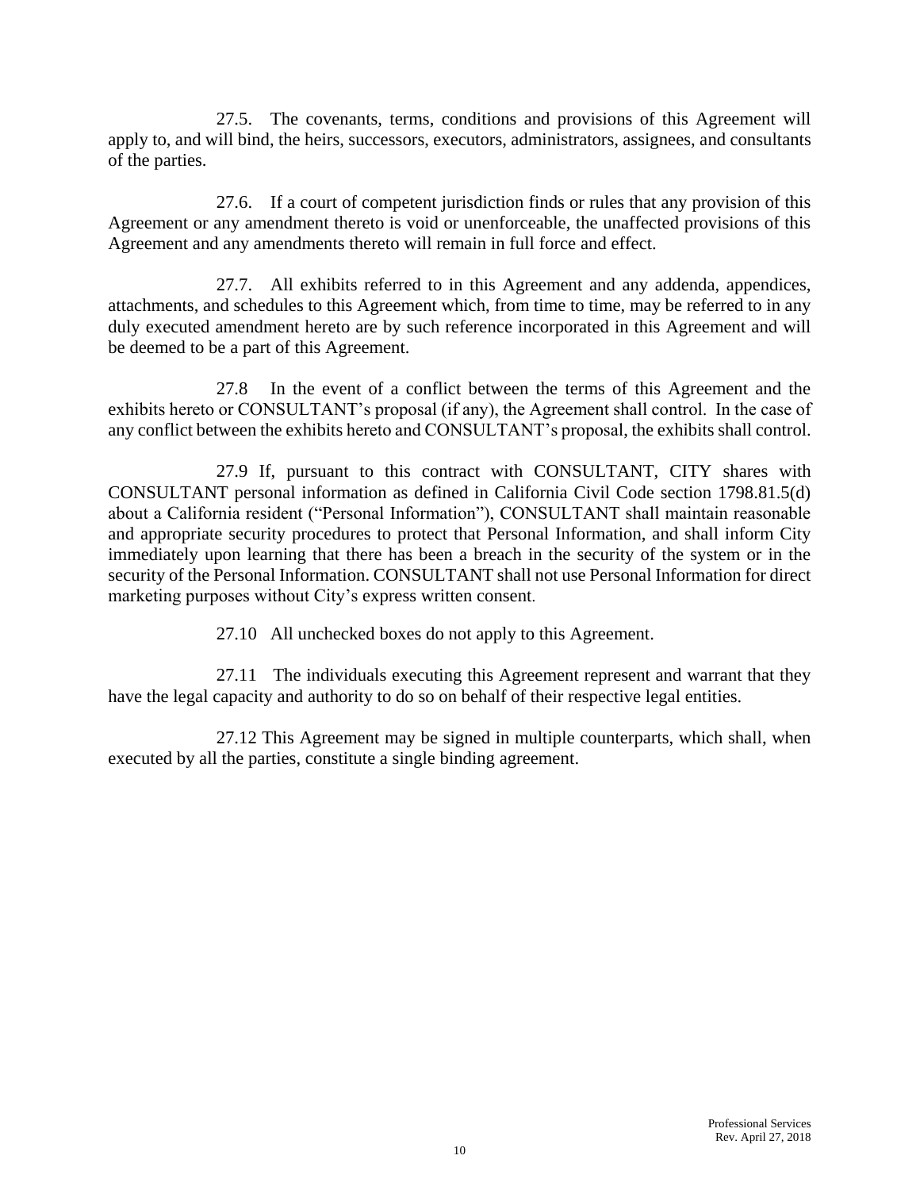27.5. The covenants, terms, conditions and provisions of this Agreement will apply to, and will bind, the heirs, successors, executors, administrators, assignees, and consultants of the parties.

27.6. If a court of competent jurisdiction finds or rules that any provision of this Agreement or any amendment thereto is void or unenforceable, the unaffected provisions of this Agreement and any amendments thereto will remain in full force and effect.

27.7. All exhibits referred to in this Agreement and any addenda, appendices, attachments, and schedules to this Agreement which, from time to time, may be referred to in any duly executed amendment hereto are by such reference incorporated in this Agreement and will be deemed to be a part of this Agreement.

27.8 In the event of a conflict between the terms of this Agreement and the exhibits hereto or CONSULTANT's proposal (if any), the Agreement shall control. In the case of any conflict between the exhibits hereto and CONSULTANT's proposal, the exhibits shall control.

27.9 If, pursuant to this contract with CONSULTANT, CITY shares with CONSULTANT personal information as defined in California Civil Code section 1798.81.5(d) about a California resident ("Personal Information"), CONSULTANT shall maintain reasonable and appropriate security procedures to protect that Personal Information, and shall inform City immediately upon learning that there has been a breach in the security of the system or in the security of the Personal Information. CONSULTANT shall not use Personal Information for direct marketing purposes without City's express written consent.

27.10 All unchecked boxes do not apply to this Agreement.

27.11 The individuals executing this Agreement represent and warrant that they have the legal capacity and authority to do so on behalf of their respective legal entities.

27.12 This Agreement may be signed in multiple counterparts, which shall, when executed by all the parties, constitute a single binding agreement.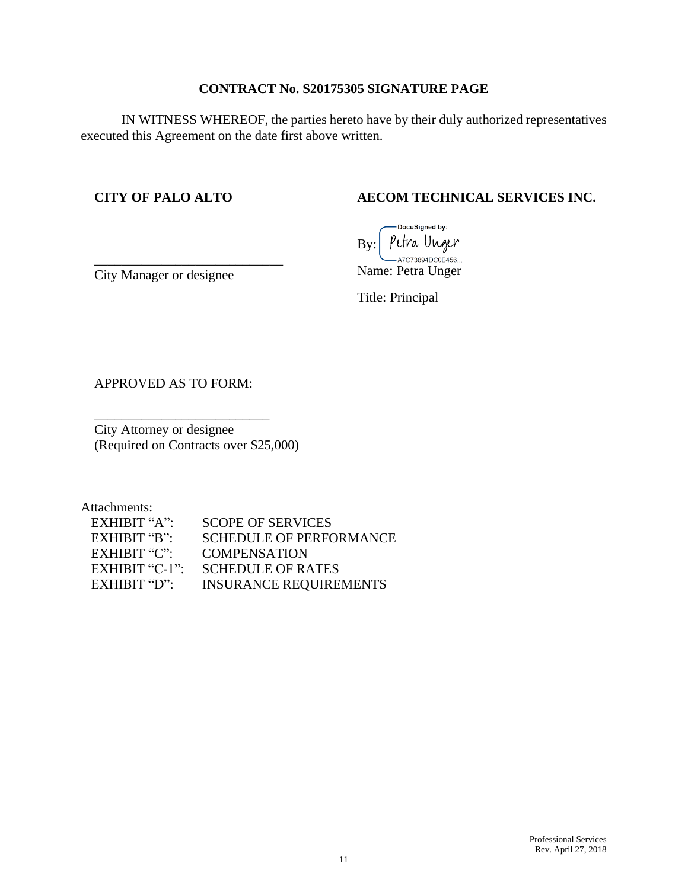**CONTRACT No. S20175305 SIGNATURE PAGE**

IN WITNESS WHEREOF, the parties hereto have by their duly authorized representatives executed this Agreement on the date first above written.

| **CITY OF PALO ALTO** | **AECOM TECHNICAL SERVICES INC.** |
| --- | --- |
| ____________________________ | By: DocuSigned by: Petra Unger A7C73894DC0B456... |
| City Manager or designee | Name: Petra Unger |
| | Title: Principal |

APPROVED AS TO FORM:

__________________________
City Attorney or designee
(Required on Contracts over $25,000)

Attachments:

| | |
| --- | --- |
| EXHIBIT "A": | SCOPE OF SERVICES |
| EXHIBIT "B": | SCHEDULE OF PERFORMANCE |
| EXHIBIT "C": | COMPENSATION |
| EXHIBIT "C-1": | SCHEDULE OF RATES |
| EXHIBIT "D": | INSURANCE REQUIREMENTS |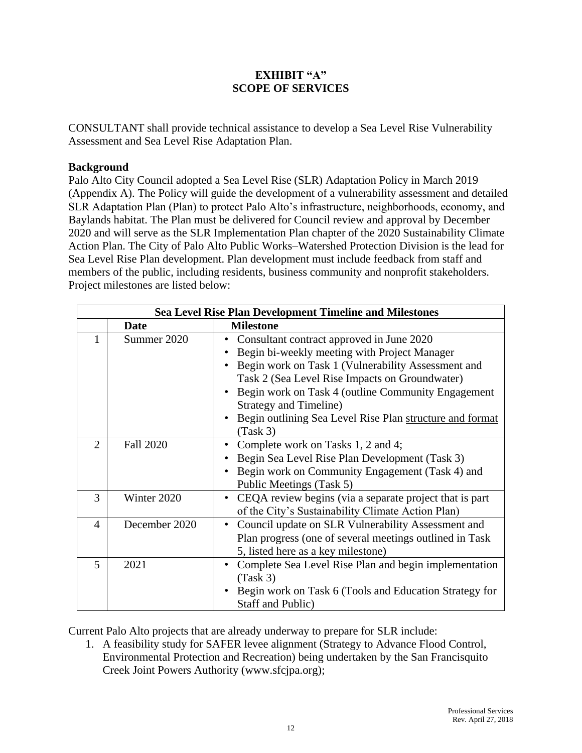# EXHIBIT "A"
# SCOPE OF SERVICES

CONSULTANT shall provide technical assistance to develop a Sea Level Rise Vulnerability Assessment and Sea Level Rise Adaptation Plan.

**Background**

Palo Alto City Council adopted a Sea Level Rise (SLR) Adaptation Policy in March 2019 (Appendix A). The Policy will guide the development of a vulnerability assessment and detailed SLR Adaptation Plan (Plan) to protect Palo Alto's infrastructure, neighborhoods, economy, and Baylands habitat. The Plan must be delivered for Council review and approval by December 2020 and will serve as the SLR Implementation Plan chapter of the 2020 Sustainability Climate Action Plan. The City of Palo Alto Public Works–Watershed Protection Division is the lead for Sea Level Rise Plan development. Plan development must include feedback from staff and members of the public, including residents, business community and nonprofit stakeholders. Project milestones are listed below:

| Sea Level Rise Plan Development Timeline and Milestones | | |
|---|---|---|
| | **Date** | **Milestone** |
| 1 | Summer 2020 | • Consultant contract approved in June 2020<br>• Begin bi-weekly meeting with Project Manager<br>• Begin work on Task 1 (Vulnerability Assessment and Task 2 (Sea Level Rise Impacts on Groundwater)<br>• Begin work on Task 4 (outline Community Engagement Strategy and Timeline)<br>• Begin outlining Sea Level Rise Plan <u>structure and format</u> (Task 3) |
| 2 | Fall 2020 | • Complete work on Tasks 1, 2 and 4;<br>• Begin Sea Level Rise Plan Development (Task 3)<br>• Begin work on Community Engagement (Task 4) and Public Meetings (Task 5) |
| 3 | Winter 2020 | • CEQA review begins (via a separate project that is part of the City's Sustainability Climate Action Plan) |
| 4 | December 2020 | • Council update on SLR Vulnerability Assessment and Plan progress (one of several meetings outlined in Task 5, listed here as a key milestone) |
| 5 | 2021 | • Complete Sea Level Rise Plan and begin implementation (Task 3)<br>• Begin work on Task 6 (Tools and Education Strategy for Staff and Public) |

Current Palo Alto projects that are already underway to prepare for SLR include:

1. A feasibility study for SAFER levee alignment (Strategy to Advance Flood Control, Environmental Protection and Recreation) being undertaken by the San Francisquito Creek Joint Powers Authority (www.sfcjpa.org);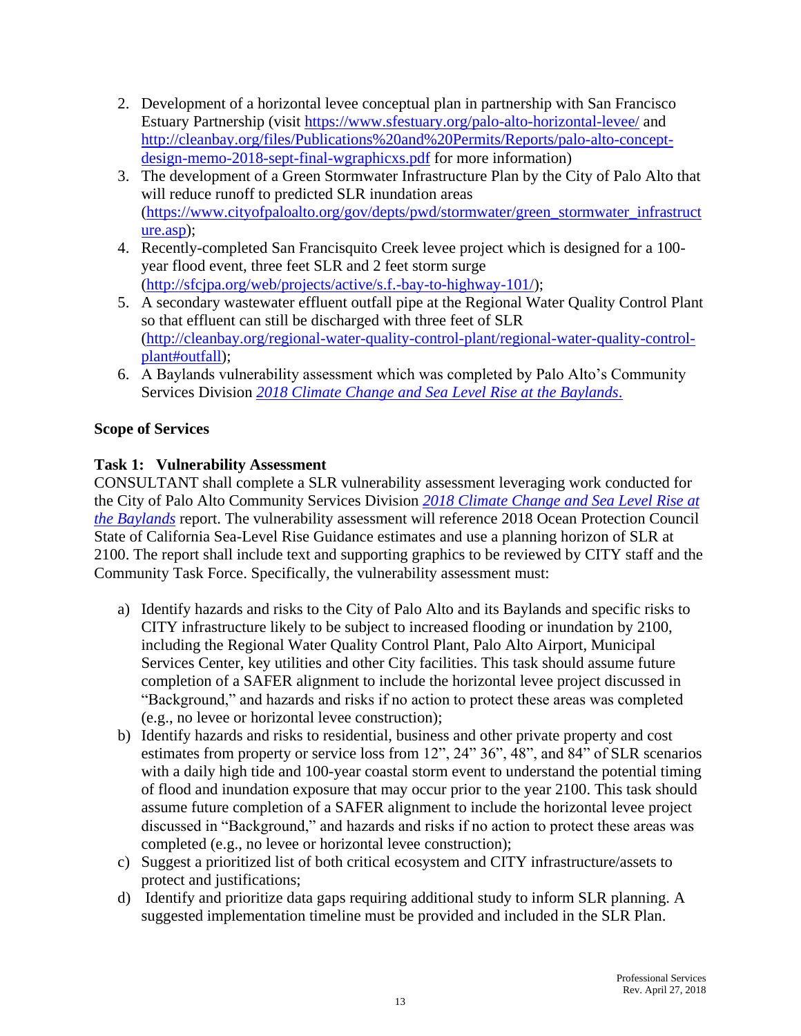2. Development of a horizontal levee conceptual plan in partnership with San Francisco Estuary Partnership (visit https://www.sfestuary.org/palo-alto-horizontal-levee/ and http://cleanbay.org/files/Publications%20and%20Permits/Reports/palo-alto-concept-design-memo-2018-sept-final-wgraphicxs.pdf for more information)
3. The development of a Green Stormwater Infrastructure Plan by the City of Palo Alto that will reduce runoff to predicted SLR inundation areas (https://www.cityofpaloalto.org/gov/depts/pwd/stormwater/green_stormwater_infrastructure.asp);
4. Recently-completed San Francisquito Creek levee project which is designed for a 100-year flood event, three feet SLR and 2 feet storm surge (http://sfcjpa.org/web/projects/active/s.f.-bay-to-highway-101/);
5. A secondary wastewater effluent outfall pipe at the Regional Water Quality Control Plant so that effluent can still be discharged with three feet of SLR (http://cleanbay.org/regional-water-quality-control-plant/regional-water-quality-control-plant#outfall);
6. A Baylands vulnerability assessment which was completed by Palo Alto's Community Services Division *2018 Climate Change and Sea Level Rise at the Baylands*.

**Scope of Services**

**Task 1: Vulnerability Assessment**

CONSULTANT shall complete a SLR vulnerability assessment leveraging work conducted for the City of Palo Alto Community Services Division *2018 Climate Change and Sea Level Rise at the Baylands* report. The vulnerability assessment will reference 2018 Ocean Protection Council State of California Sea-Level Rise Guidance estimates and use a planning horizon of SLR at 2100. The report shall include text and supporting graphics to be reviewed by CITY staff and the Community Task Force. Specifically, the vulnerability assessment must:

a) Identify hazards and risks to the City of Palo Alto and its Baylands and specific risks to CITY infrastructure likely to be subject to increased flooding or inundation by 2100, including the Regional Water Quality Control Plant, Palo Alto Airport, Municipal Services Center, key utilities and other City facilities. This task should assume future completion of a SAFER alignment to include the horizontal levee project discussed in "Background," and hazards and risks if no action to protect these areas was completed (e.g., no levee or horizontal levee construction);
b) Identify hazards and risks to residential, business and other private property and cost estimates from property or service loss from 12", 24" 36", 48", and 84" of SLR scenarios with a daily high tide and 100-year coastal storm event to understand the potential timing of flood and inundation exposure that may occur prior to the year 2100. This task should assume future completion of a SAFER alignment to include the horizontal levee project discussed in "Background," and hazards and risks if no action to protect these areas was completed (e.g., no levee or horizontal levee construction);
c) Suggest a prioritized list of both critical ecosystem and CITY infrastructure/assets to protect and justifications;
d) Identify and prioritize data gaps requiring additional study to inform SLR planning. A suggested implementation timeline must be provided and included in the SLR Plan.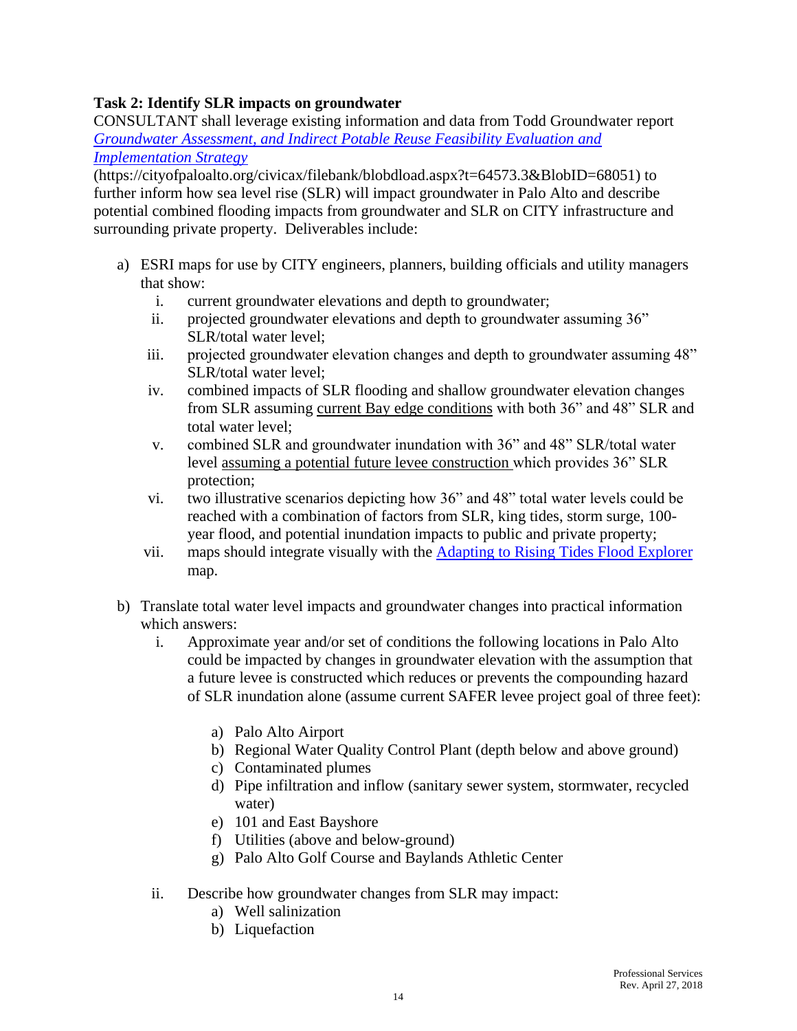**Task 2: Identify SLR impacts on groundwater**

CONSULTANT shall leverage existing information and data from Todd Groundwater report *[Groundwater Assessment, and Indirect Potable Reuse Feasibility Evaluation and Implementation Strategy](https://cityofpaloalto.org/civicax/filebank/blobdload.aspx?t=64573.3&BlobID=68051)* (https://cityofpaloalto.org/civicax/filebank/blobdload.aspx?t=64573.3&BlobID=68051) to further inform how sea level rise (SLR) will impact groundwater in Palo Alto and describe potential combined flooding impacts from groundwater and SLR on CITY infrastructure and surrounding private property. Deliverables include:

a) ESRI maps for use by CITY engineers, planners, building officials and utility managers that show:
   i. current groundwater elevations and depth to groundwater;
   ii. projected groundwater elevations and depth to groundwater assuming 36" SLR/total water level;
   iii. projected groundwater elevation changes and depth to groundwater assuming 48" SLR/total water level;
   iv. combined impacts of SLR flooding and shallow groundwater elevation changes from SLR assuming <u>current Bay edge conditions</u> with both 36" and 48" SLR and total water level;
   v. combined SLR and groundwater inundation with 36" and 48" SLR/total water level <u>assuming a potential future levee construction</u> which provides 36" SLR protection;
   vi. two illustrative scenarios depicting how 36" and 48" total water levels could be reached with a combination of factors from SLR, king tides, storm surge, 100-year flood, and potential inundation impacts to public and private property;
   vii. maps should integrate visually with the [Adapting to Rising Tides Flood Explorer]() map.

b) Translate total water level impacts and groundwater changes into practical information which answers:
   i. Approximate year and/or set of conditions the following locations in Palo Alto could be impacted by changes in groundwater elevation with the assumption that a future levee is constructed which reduces or prevents the compounding hazard of SLR inundation alone (assume current SAFER levee project goal of three feet):
      a) Palo Alto Airport
      b) Regional Water Quality Control Plant (depth below and above ground)
      c) Contaminated plumes
      d) Pipe infiltration and inflow (sanitary sewer system, stormwater, recycled water)
      e) 101 and East Bayshore
      f) Utilities (above and below-ground)
      g) Palo Alto Golf Course and Baylands Athletic Center
   ii. Describe how groundwater changes from SLR may impact:
      a) Well salinization
      b) Liquefaction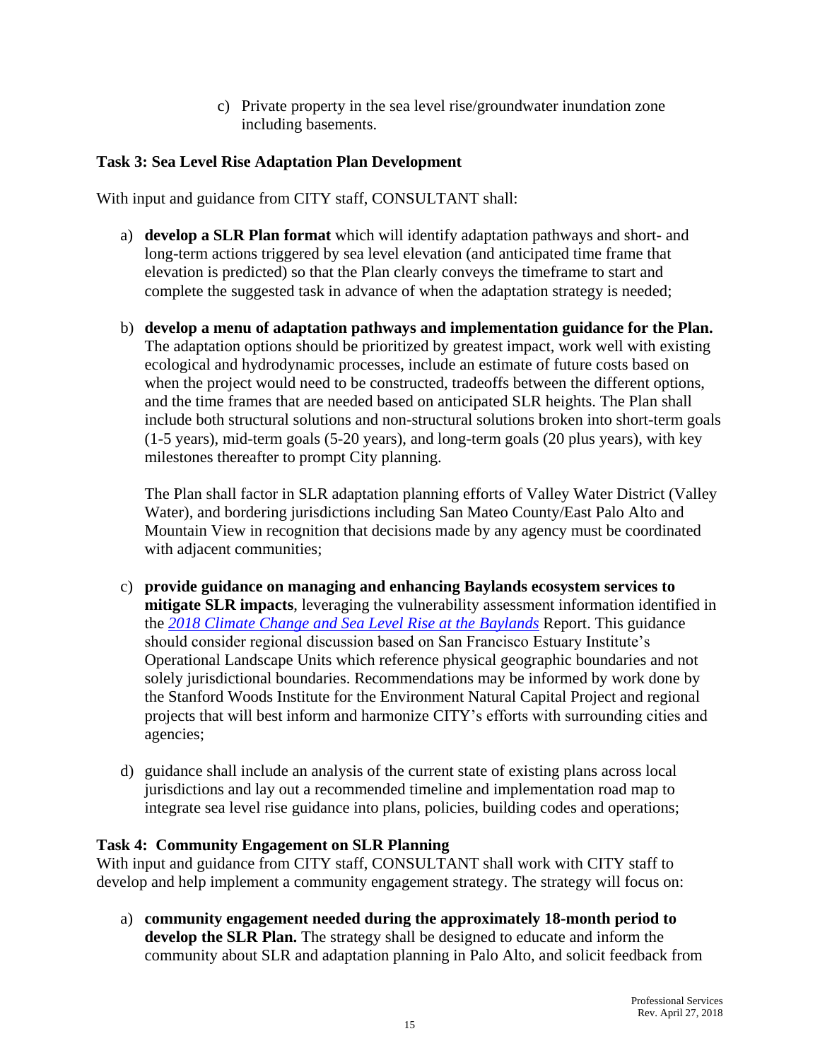c) Private property in the sea level rise/groundwater inundation zone including basements.

**Task 3: Sea Level Rise Adaptation Plan Development**

With input and guidance from CITY staff, CONSULTANT shall:

a) **develop a SLR Plan format** which will identify adaptation pathways and short- and long-term actions triggered by sea level elevation (and anticipated time frame that elevation is predicted) so that the Plan clearly conveys the timeframe to start and complete the suggested task in advance of when the adaptation strategy is needed;

b) **develop a menu of adaptation pathways and implementation guidance for the Plan.** The adaptation options should be prioritized by greatest impact, work well with existing ecological and hydrodynamic processes, include an estimate of future costs based on when the project would need to be constructed, tradeoffs between the different options, and the time frames that are needed based on anticipated SLR heights. The Plan shall include both structural solutions and non-structural solutions broken into short-term goals (1-5 years), mid-term goals (5-20 years), and long-term goals (20 plus years), with key milestones thereafter to prompt City planning.

   The Plan shall factor in SLR adaptation planning efforts of Valley Water District (Valley Water), and bordering jurisdictions including San Mateo County/East Palo Alto and Mountain View in recognition that decisions made by any agency must be coordinated with adjacent communities;

c) **provide guidance on managing and enhancing Baylands ecosystem services to mitigate SLR impacts**, leveraging the vulnerability assessment information identified in the *2018 Climate Change and Sea Level Rise at the Baylands* Report. This guidance should consider regional discussion based on San Francisco Estuary Institute's Operational Landscape Units which reference physical geographic boundaries and not solely jurisdictional boundaries. Recommendations may be informed by work done by the Stanford Woods Institute for the Environment Natural Capital Project and regional projects that will best inform and harmonize CITY's efforts with surrounding cities and agencies;

d) guidance shall include an analysis of the current state of existing plans across local jurisdictions and lay out a recommended timeline and implementation road map to integrate sea level rise guidance into plans, policies, building codes and operations;

**Task 4: Community Engagement on SLR Planning**

With input and guidance from CITY staff, CONSULTANT shall work with CITY staff to develop and help implement a community engagement strategy. The strategy will focus on:

a) **community engagement needed during the approximately 18-month period to develop the SLR Plan.** The strategy shall be designed to educate and inform the community about SLR and adaptation planning in Palo Alto, and solicit feedback from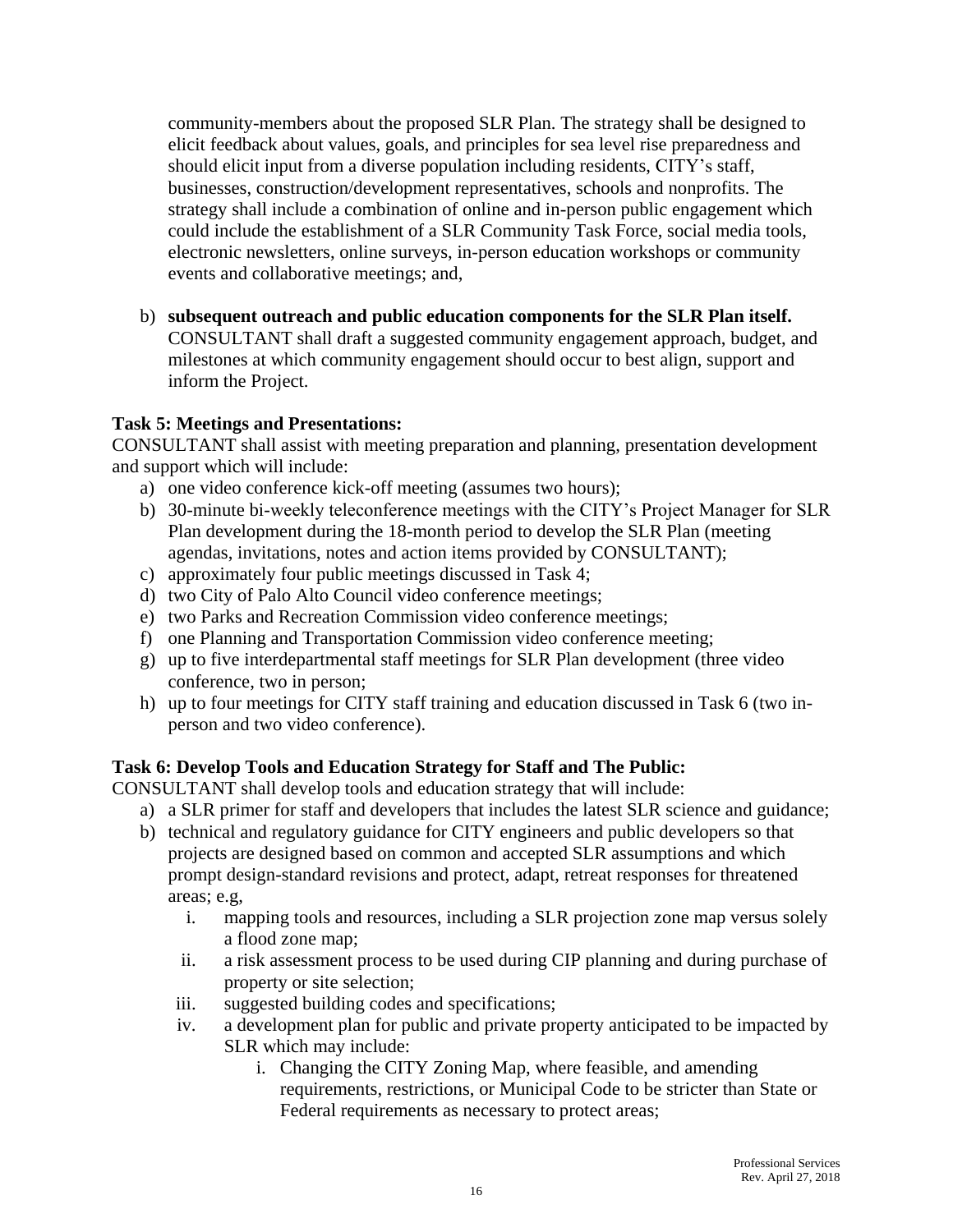community-members about the proposed SLR Plan. The strategy shall be designed to elicit feedback about values, goals, and principles for sea level rise preparedness and should elicit input from a diverse population including residents, CITY's staff, businesses, construction/development representatives, schools and nonprofits. The strategy shall include a combination of online and in-person public engagement which could include the establishment of a SLR Community Task Force, social media tools, electronic newsletters, online surveys, in-person education workshops or community events and collaborative meetings; and,

b) **subsequent outreach and public education components for the SLR Plan itself.** CONSULTANT shall draft a suggested community engagement approach, budget, and milestones at which community engagement should occur to best align, support and inform the Project.

**Task 5: Meetings and Presentations:**
CONSULTANT shall assist with meeting preparation and planning, presentation development and support which will include:

a) one video conference kick-off meeting (assumes two hours);
b) 30-minute bi-weekly teleconference meetings with the CITY's Project Manager for SLR Plan development during the 18-month period to develop the SLR Plan (meeting agendas, invitations, notes and action items provided by CONSULTANT);
c) approximately four public meetings discussed in Task 4;
d) two City of Palo Alto Council video conference meetings;
e) two Parks and Recreation Commission video conference meetings;
f) one Planning and Transportation Commission video conference meeting;
g) up to five interdepartmental staff meetings for SLR Plan development (three video conference, two in person;
h) up to four meetings for CITY staff training and education discussed in Task 6 (two in-person and two video conference).

**Task 6: Develop Tools and Education Strategy for Staff and The Public:**
CONSULTANT shall develop tools and education strategy that will include:

a) a SLR primer for staff and developers that includes the latest SLR science and guidance;
b) technical and regulatory guidance for CITY engineers and public developers so that projects are designed based on common and accepted SLR assumptions and which prompt design-standard revisions and protect, adapt, retreat responses for threatened areas; e.g,
    i. mapping tools and resources, including a SLR projection zone map versus solely a flood zone map;
    ii. a risk assessment process to be used during CIP planning and during purchase of property or site selection;
    iii. suggested building codes and specifications;
    iv. a development plan for public and private property anticipated to be impacted by SLR which may include:
        i. Changing the CITY Zoning Map, where feasible, and amending requirements, restrictions, or Municipal Code to be stricter than State or Federal requirements as necessary to protect areas;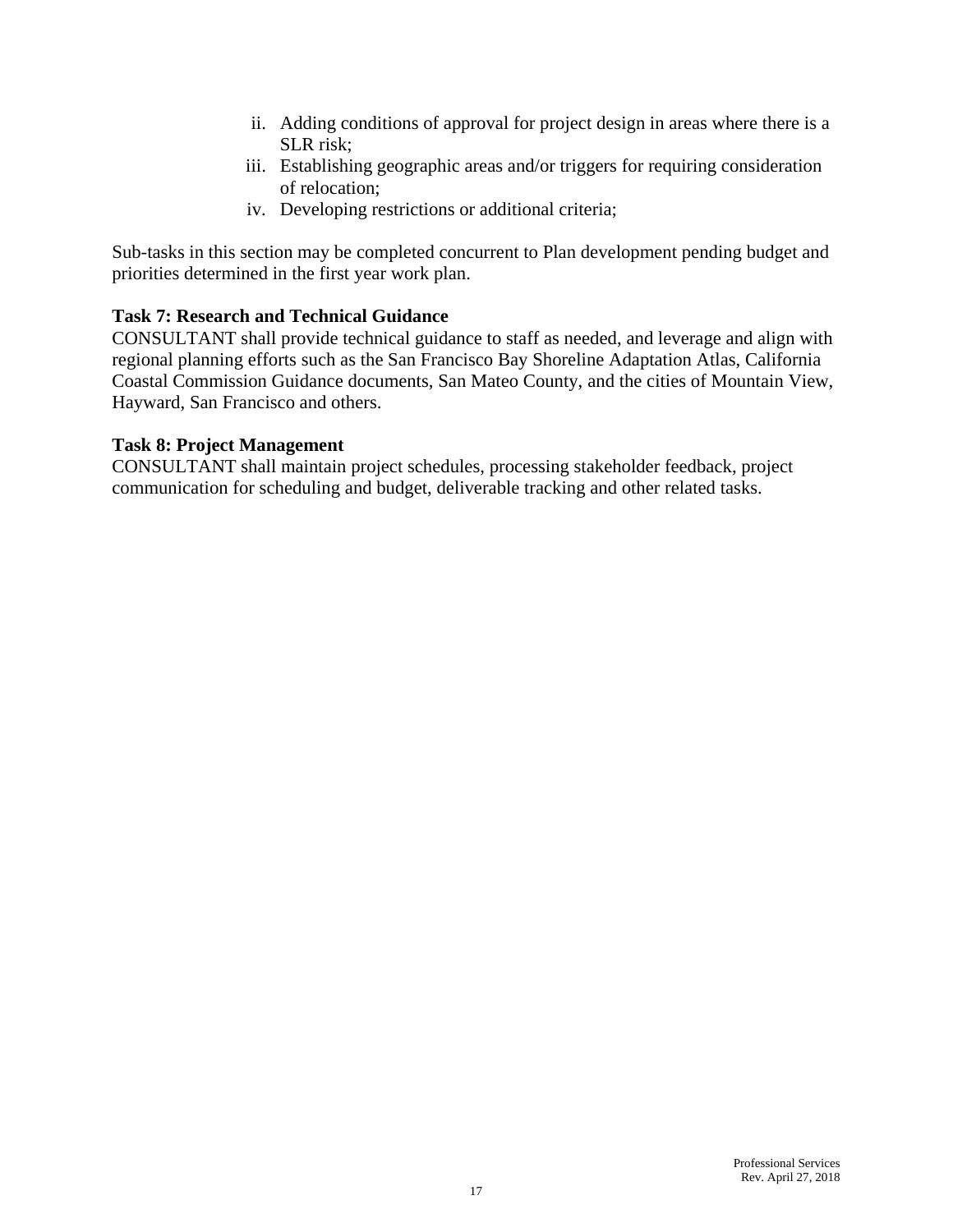ii. Adding conditions of approval for project design in areas where there is a SLR risk;
iii. Establishing geographic areas and/or triggers for requiring consideration of relocation;
iv. Developing restrictions or additional criteria;

Sub-tasks in this section may be completed concurrent to Plan development pending budget and priorities determined in the first year work plan.

**Task 7: Research and Technical Guidance**
CONSULTANT shall provide technical guidance to staff as needed, and leverage and align with regional planning efforts such as the San Francisco Bay Shoreline Adaptation Atlas, California Coastal Commission Guidance documents, San Mateo County, and the cities of Mountain View, Hayward, San Francisco and others.

**Task 8: Project Management**
CONSULTANT shall maintain project schedules, processing stakeholder feedback, project communication for scheduling and budget, deliverable tracking and other related tasks.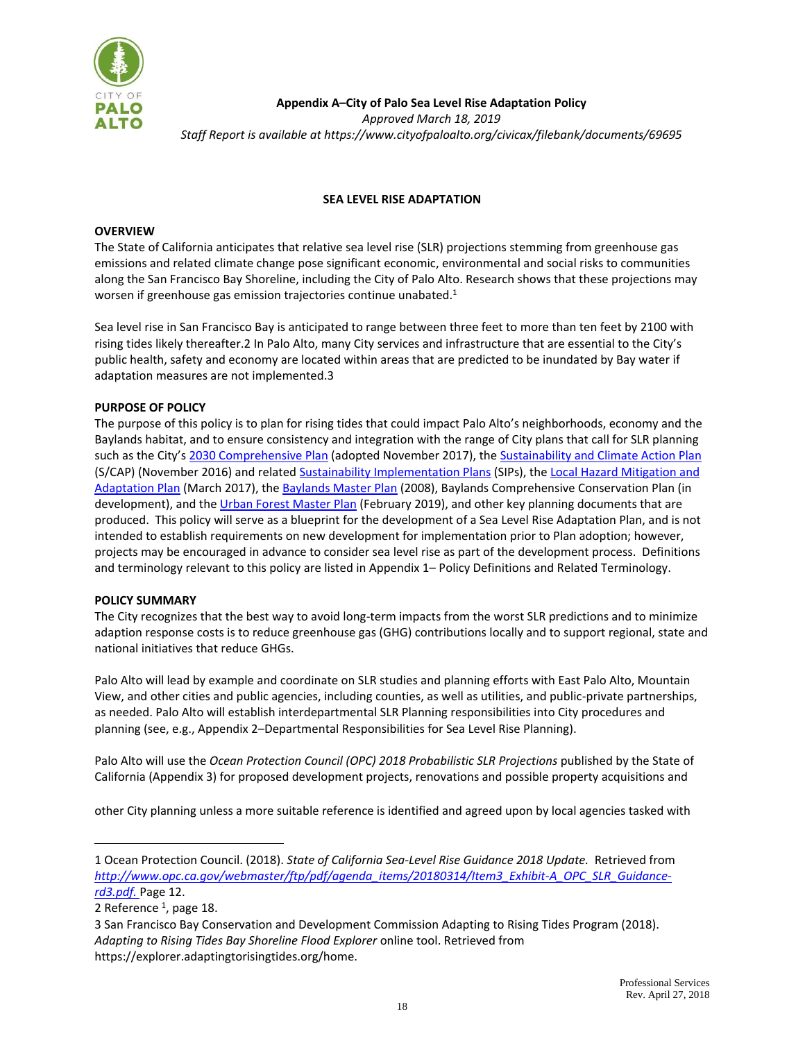**Appendix A–City of Palo Sea Level Rise Adaptation Policy**

*Approved March 18, 2019*

*Staff Report is available at https://www.cityofpaloalto.org/civicax/filebank/documents/69695*

**SEA LEVEL RISE ADAPTATION**

**OVERVIEW**

The State of California anticipates that relative sea level rise (SLR) projections stemming from greenhouse gas emissions and related climate change pose significant economic, environmental and social risks to communities along the San Francisco Bay Shoreline, including the City of Palo Alto. Research shows that these projections may worsen if greenhouse gas emission trajectories continue unabated.[1]

Sea level rise in San Francisco Bay is anticipated to range between three feet to more than ten feet by 2100 with rising tides likely thereafter.2 In Palo Alto, many City services and infrastructure that are essential to the City's public health, safety and economy are located within areas that are predicted to be inundated by Bay water if adaptation measures are not implemented.3

**PURPOSE OF POLICY**

The purpose of this policy is to plan for rising tides that could impact Palo Alto's neighborhoods, economy and the Baylands habitat, and to ensure consistency and integration with the range of City plans that call for SLR planning such as the City's 2030 Comprehensive Plan (adopted November 2017), the Sustainability and Climate Action Plan (S/CAP) (November 2016) and related Sustainability Implementation Plans (SIPs), the Local Hazard Mitigation and Adaptation Plan (March 2017), the Baylands Master Plan (2008), Baylands Comprehensive Conservation Plan (in development), and the Urban Forest Master Plan (February 2019), and other key planning documents that are produced. This policy will serve as a blueprint for the development of a Sea Level Rise Adaptation Plan, and is not intended to establish requirements on new development for implementation prior to Plan adoption; however, projects may be encouraged in advance to consider sea level rise as part of the development process. Definitions and terminology relevant to this policy are listed in Appendix 1– Policy Definitions and Related Terminology.

**POLICY SUMMARY**

The City recognizes that the best way to avoid long-term impacts from the worst SLR predictions and to minimize adaption response costs is to reduce greenhouse gas (GHG) contributions locally and to support regional, state and national initiatives that reduce GHGs.

Palo Alto will lead by example and coordinate on SLR studies and planning efforts with East Palo Alto, Mountain View, and other cities and public agencies, including counties, as well as utilities, and public-private partnerships, as needed. Palo Alto will establish interdepartmental SLR Planning responsibilities into City procedures and planning (see, e.g., Appendix 2–Departmental Responsibilities for Sea Level Rise Planning).

Palo Alto will use the *Ocean Protection Council (OPC) 2018 Probabilistic SLR Projections* published by the State of California (Appendix 3) for proposed development projects, renovations and possible property acquisitions and other City planning unless a more suitable reference is identified and agreed upon by local agencies tasked with

---

1 Ocean Protection Council. (2018). *State of California Sea-Level Rise Guidance 2018 Update.* Retrieved from *http://www.opc.ca.gov/webmaster/ftp/pdf/agenda_items/20180314/Item3_Exhibit-A_OPC_SLR_Guidance-rd3.pdf.* Page 12.

2 Reference [1], page 18.

3 San Francisco Bay Conservation and Development Commission Adapting to Rising Tides Program (2018). *Adapting to Rising Tides Bay Shoreline Flood Explorer* online tool. Retrieved from https://explorer.adaptingtorisingtides.org/home.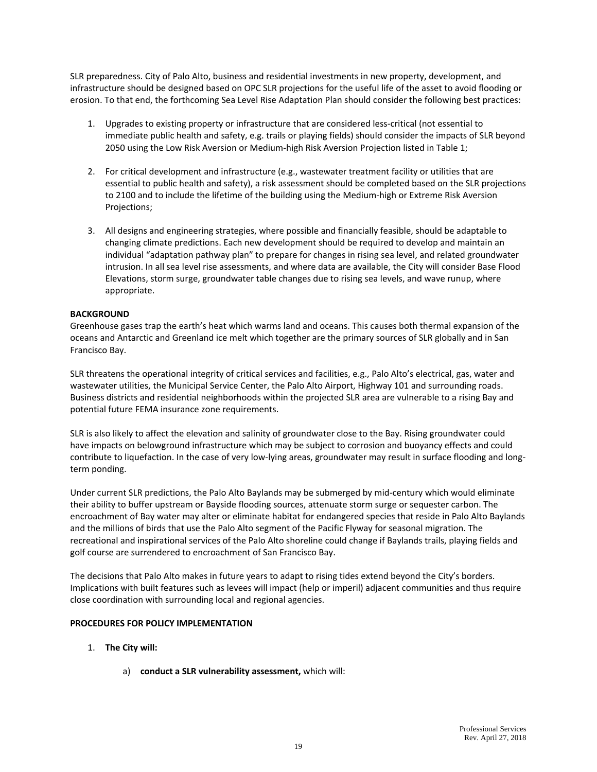SLR preparedness. City of Palo Alto, business and residential investments in new property, development, and infrastructure should be designed based on OPC SLR projections for the useful life of the asset to avoid flooding or erosion. To that end, the forthcoming Sea Level Rise Adaptation Plan should consider the following best practices:

1. Upgrades to existing property or infrastructure that are considered less-critical (not essential to immediate public health and safety, e.g. trails or playing fields) should consider the impacts of SLR beyond 2050 using the Low Risk Aversion or Medium-high Risk Aversion Projection listed in Table 1;

2. For critical development and infrastructure (e.g., wastewater treatment facility or utilities that are essential to public health and safety), a risk assessment should be completed based on the SLR projections to 2100 and to include the lifetime of the building using the Medium-high or Extreme Risk Aversion Projections;

3. All designs and engineering strategies, where possible and financially feasible, should be adaptable to changing climate predictions. Each new development should be required to develop and maintain an individual "adaptation pathway plan" to prepare for changes in rising sea level, and related groundwater intrusion. In all sea level rise assessments, and where data are available, the City will consider Base Flood Elevations, storm surge, groundwater table changes due to rising sea levels, and wave runup, where appropriate.

**BACKGROUND**

Greenhouse gases trap the earth's heat which warms land and oceans. This causes both thermal expansion of the oceans and Antarctic and Greenland ice melt which together are the primary sources of SLR globally and in San Francisco Bay.

SLR threatens the operational integrity of critical services and facilities, e.g., Palo Alto's electrical, gas, water and wastewater utilities, the Municipal Service Center, the Palo Alto Airport, Highway 101 and surrounding roads. Business districts and residential neighborhoods within the projected SLR area are vulnerable to a rising Bay and potential future FEMA insurance zone requirements.

SLR is also likely to affect the elevation and salinity of groundwater close to the Bay. Rising groundwater could have impacts on belowground infrastructure which may be subject to corrosion and buoyancy effects and could contribute to liquefaction. In the case of very low-lying areas, groundwater may result in surface flooding and long-term ponding.

Under current SLR predictions, the Palo Alto Baylands may be submerged by mid-century which would eliminate their ability to buffer upstream or Bayside flooding sources, attenuate storm surge or sequester carbon. The encroachment of Bay water may alter or eliminate habitat for endangered species that reside in Palo Alto Baylands and the millions of birds that use the Palo Alto segment of the Pacific Flyway for seasonal migration. The recreational and inspirational services of the Palo Alto shoreline could change if Baylands trails, playing fields and golf course are surrendered to encroachment of San Francisco Bay.

The decisions that Palo Alto makes in future years to adapt to rising tides extend beyond the City's borders. Implications with built features such as levees will impact (help or imperil) adjacent communities and thus require close coordination with surrounding local and regional agencies.

**PROCEDURES FOR POLICY IMPLEMENTATION**

1. **The City will:**

   a) **conduct a SLR vulnerability assessment,** which will: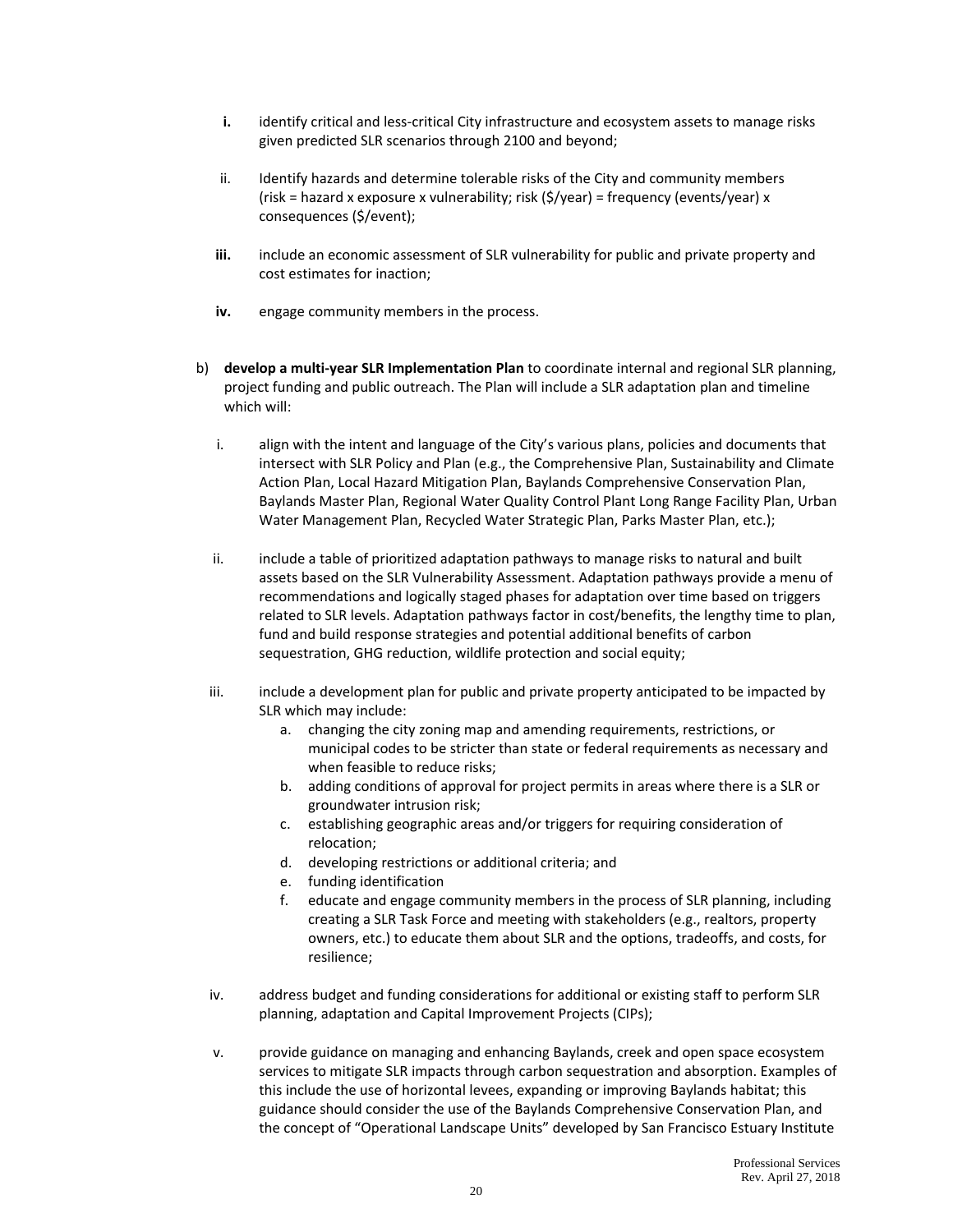**i.** identify critical and less-critical City infrastructure and ecosystem assets to manage risks given predicted SLR scenarios through 2100 and beyond;

ii. Identify hazards and determine tolerable risks of the City and community members (risk = hazard x exposure x vulnerability; risk ($/year) = frequency (events/year) x consequences ($/event);

**iii.** include an economic assessment of SLR vulnerability for public and private property and cost estimates for inaction;

**iv.** engage community members in the process.

b) **develop a multi-year SLR Implementation Plan** to coordinate internal and regional SLR planning, project funding and public outreach. The Plan will include a SLR adaptation plan and timeline which will:

i. align with the intent and language of the City's various plans, policies and documents that intersect with SLR Policy and Plan (e.g., the Comprehensive Plan, Sustainability and Climate Action Plan, Local Hazard Mitigation Plan, Baylands Comprehensive Conservation Plan, Baylands Master Plan, Regional Water Quality Control Plant Long Range Facility Plan, Urban Water Management Plan, Recycled Water Strategic Plan, Parks Master Plan, etc.);

ii. include a table of prioritized adaptation pathways to manage risks to natural and built assets based on the SLR Vulnerability Assessment. Adaptation pathways provide a menu of recommendations and logically staged phases for adaptation over time based on triggers related to SLR levels. Adaptation pathways factor in cost/benefits, the lengthy time to plan, fund and build response strategies and potential additional benefits of carbon sequestration, GHG reduction, wildlife protection and social equity;

iii. include a development plan for public and private property anticipated to be impacted by SLR which may include:
   a. changing the city zoning map and amending requirements, restrictions, or municipal codes to be stricter than state or federal requirements as necessary and when feasible to reduce risks;
   b. adding conditions of approval for project permits in areas where there is a SLR or groundwater intrusion risk;
   c. establishing geographic areas and/or triggers for requiring consideration of relocation;
   d. developing restrictions or additional criteria; and
   e. funding identification
   f. educate and engage community members in the process of SLR planning, including creating a SLR Task Force and meeting with stakeholders (e.g., realtors, property owners, etc.) to educate them about SLR and the options, tradeoffs, and costs, for resilience;

iv. address budget and funding considerations for additional or existing staff to perform SLR planning, adaptation and Capital Improvement Projects (CIPs);

v. provide guidance on managing and enhancing Baylands, creek and open space ecosystem services to mitigate SLR impacts through carbon sequestration and absorption. Examples of this include the use of horizontal levees, expanding or improving Baylands habitat; this guidance should consider the use of the Baylands Comprehensive Conservation Plan, and the concept of "Operational Landscape Units" developed by San Francisco Estuary Institute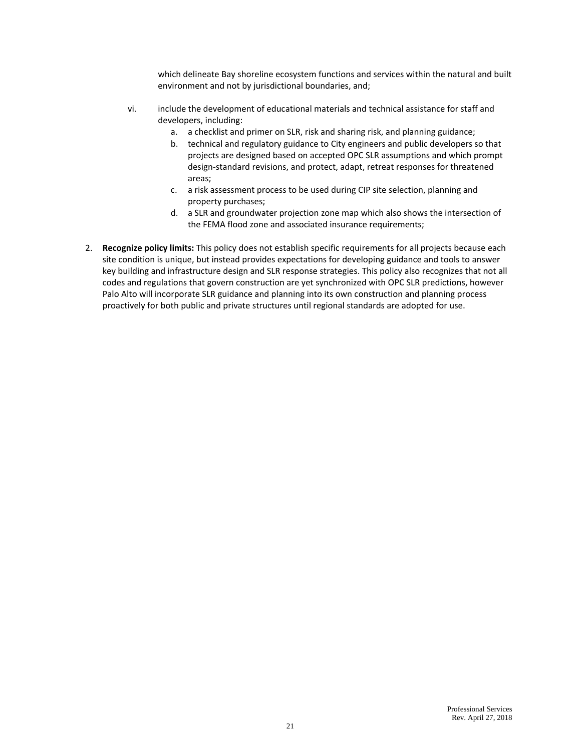which delineate Bay shoreline ecosystem functions and services within the natural and built environment and not by jurisdictional boundaries, and;

vi. include the development of educational materials and technical assistance for staff and developers, including:

   a. a checklist and primer on SLR, risk and sharing risk, and planning guidance;
   b. technical and regulatory guidance to City engineers and public developers so that projects are designed based on accepted OPC SLR assumptions and which prompt design-standard revisions, and protect, adapt, retreat responses for threatened areas;
   c. a risk assessment process to be used during CIP site selection, planning and property purchases;
   d. a SLR and groundwater projection zone map which also shows the intersection of the FEMA flood zone and associated insurance requirements;

2. **Recognize policy limits:** This policy does not establish specific requirements for all projects because each site condition is unique, but instead provides expectations for developing guidance and tools to answer key building and infrastructure design and SLR response strategies. This policy also recognizes that not all codes and regulations that govern construction are yet synchronized with OPC SLR predictions, however Palo Alto will incorporate SLR guidance and planning into its own construction and planning process proactively for both public and private structures until regional standards are adopted for use.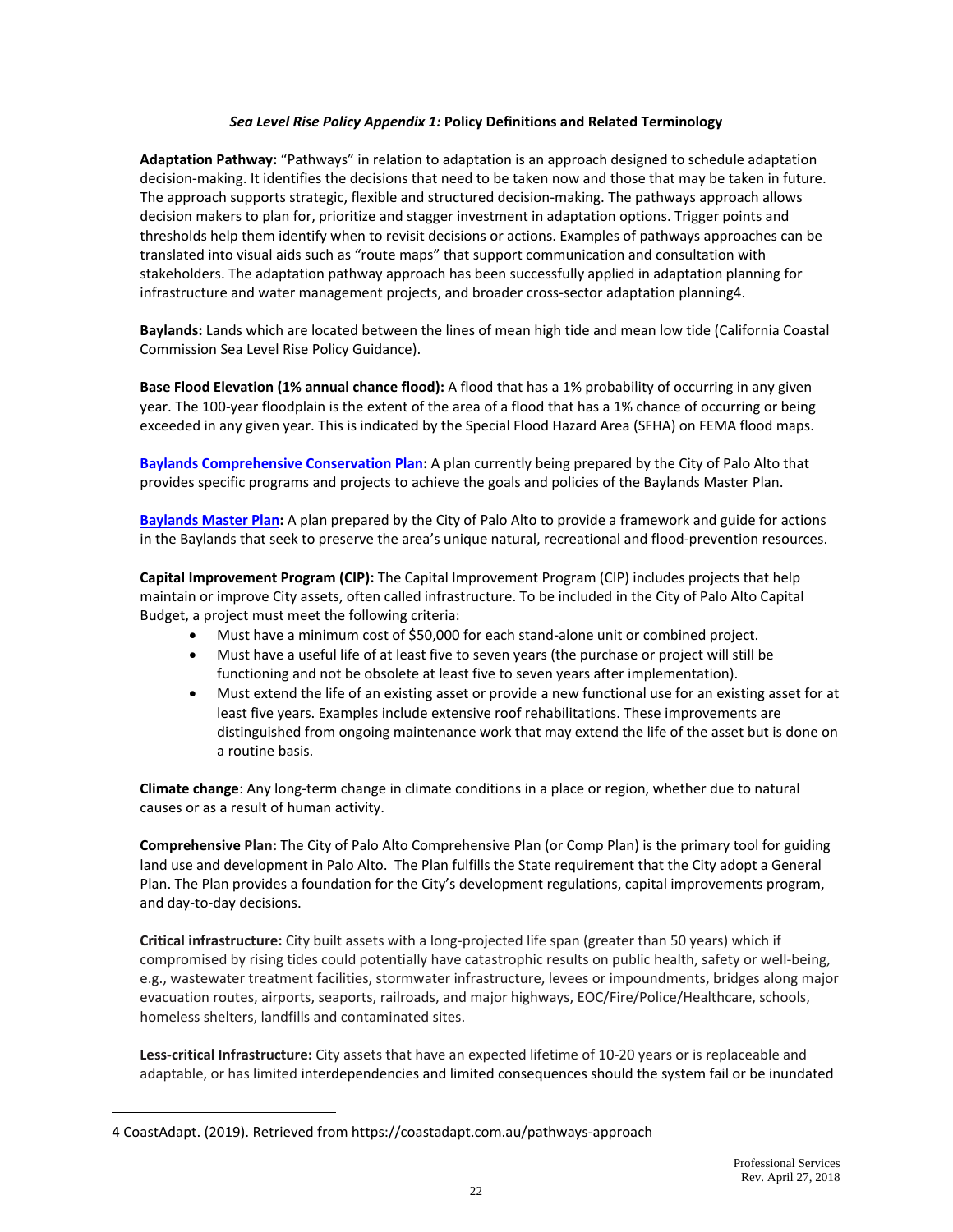### *Sea Level Rise Policy Appendix 1:* Policy Definitions and Related Terminology

**Adaptation Pathway:** "Pathways" in relation to adaptation is an approach designed to schedule adaptation decision-making. It identifies the decisions that need to be taken now and those that may be taken in future. The approach supports strategic, flexible and structured decision-making. The pathways approach allows decision makers to plan for, prioritize and stagger investment in adaptation options. Trigger points and thresholds help them identify when to revisit decisions or actions. Examples of pathways approaches can be translated into visual aids such as "route maps" that support communication and consultation with stakeholders. The adaptation pathway approach has been successfully applied in adaptation planning for infrastructure and water management projects, and broader cross-sector adaptation planning[4].

**Baylands:** Lands which are located between the lines of mean high tide and mean low tide (California Coastal Commission Sea Level Rise Policy Guidance).

**Base Flood Elevation (1% annual chance flood):** A flood that has a 1% probability of occurring in any given year. The 100-year floodplain is the extent of the area of a flood that has a 1% chance of occurring or being exceeded in any given year. This is indicated by the Special Flood Hazard Area (SFHA) on FEMA flood maps.

**Baylands Comprehensive Conservation Plan:** A plan currently being prepared by the City of Palo Alto that provides specific programs and projects to achieve the goals and policies of the Baylands Master Plan.

**Baylands Master Plan:** A plan prepared by the City of Palo Alto to provide a framework and guide for actions in the Baylands that seek to preserve the area's unique natural, recreational and flood-prevention resources.

**Capital Improvement Program (CIP):** The Capital Improvement Program (CIP) includes projects that help maintain or improve City assets, often called infrastructure. To be included in the City of Palo Alto Capital Budget, a project must meet the following criteria:

- Must have a minimum cost of $50,000 for each stand-alone unit or combined project.
- Must have a useful life of at least five to seven years (the purchase or project will still be functioning and not be obsolete at least five to seven years after implementation).
- Must extend the life of an existing asset or provide a new functional use for an existing asset for at least five years. Examples include extensive roof rehabilitations. These improvements are distinguished from ongoing maintenance work that may extend the life of the asset but is done on a routine basis.

**Climate change**: Any long-term change in climate conditions in a place or region, whether due to natural causes or as a result of human activity.

**Comprehensive Plan:** The City of Palo Alto Comprehensive Plan (or Comp Plan) is the primary tool for guiding land use and development in Palo Alto. The Plan fulfills the State requirement that the City adopt a General Plan. The Plan provides a foundation for the City's development regulations, capital improvements program, and day-to-day decisions.

**Critical infrastructure:** City built assets with a long-projected life span (greater than 50 years) which if compromised by rising tides could potentially have catastrophic results on public health, safety or well-being, e.g., wastewater treatment facilities, stormwater infrastructure, levees or impoundments, bridges along major evacuation routes, airports, seaports, railroads, and major highways, EOC/Fire/Police/Healthcare, schools, homeless shelters, landfills and contaminated sites.

**Less-critical Infrastructure:** City assets that have an expected lifetime of 10-20 years or is replaceable and adaptable, or has limited interdependencies and limited consequences should the system fail or be inundated

---

[4] CoastAdapt. (2019). Retrieved from https://coastadapt.com.au/pathways-approach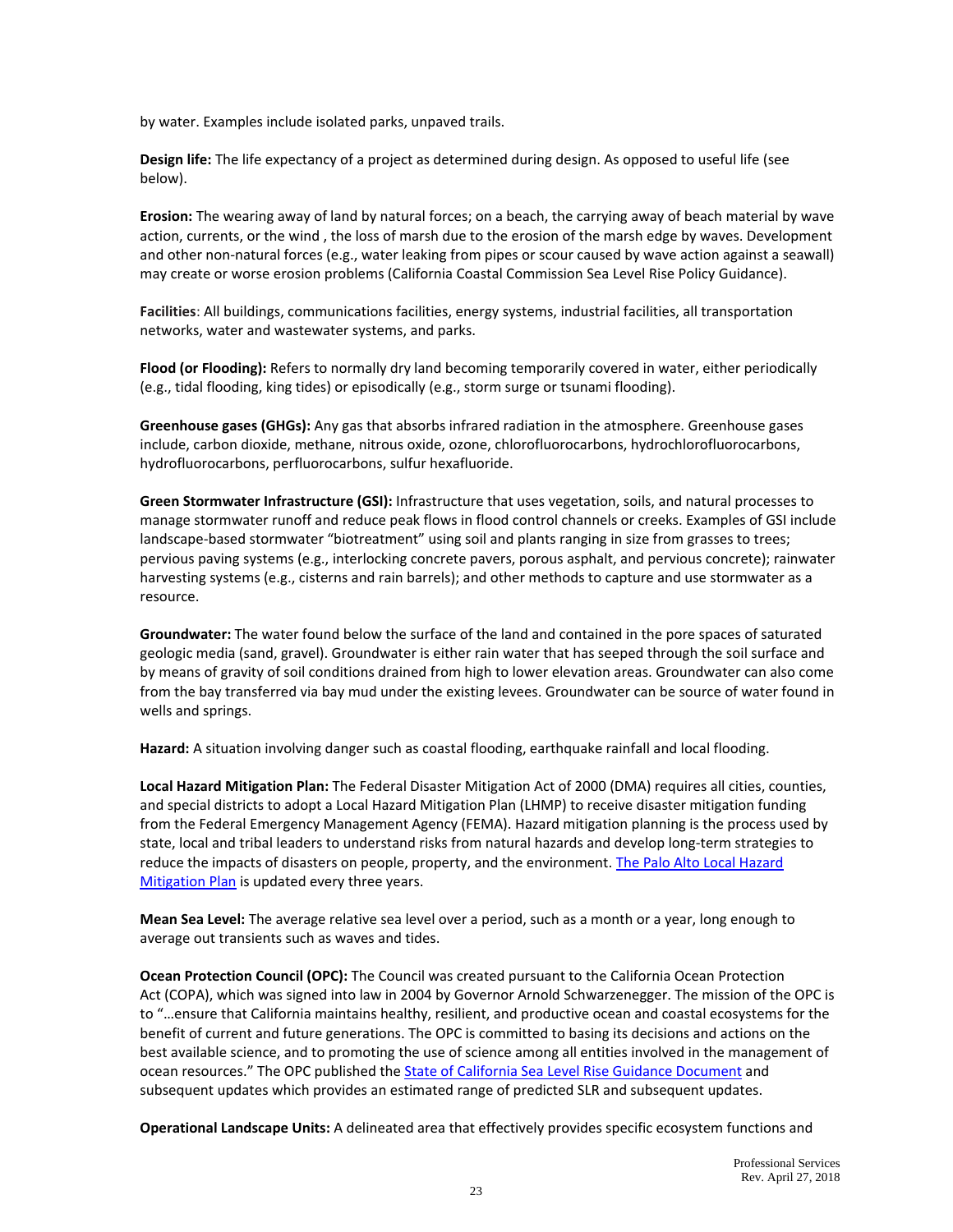by water. Examples include isolated parks, unpaved trails.

**Design life:** The life expectancy of a project as determined during design. As opposed to useful life (see below).

**Erosion:** The wearing away of land by natural forces; on a beach, the carrying away of beach material by wave action, currents, or the wind , the loss of marsh due to the erosion of the marsh edge by waves. Development and other non-natural forces (e.g., water leaking from pipes or scour caused by wave action against a seawall) may create or worse erosion problems (California Coastal Commission Sea Level Rise Policy Guidance).

**Facilities**: All buildings, communications facilities, energy systems, industrial facilities, all transportation networks, water and wastewater systems, and parks.

**Flood (or Flooding):** Refers to normally dry land becoming temporarily covered in water, either periodically (e.g., tidal flooding, king tides) or episodically (e.g., storm surge or tsunami flooding).

**Greenhouse gases (GHGs):** Any gas that absorbs infrared radiation in the atmosphere. Greenhouse gases include, carbon dioxide, methane, nitrous oxide, ozone, chlorofluorocarbons, hydrochlorofluorocarbons, hydrofluorocarbons, perfluorocarbons, sulfur hexafluoride.

**Green Stormwater Infrastructure (GSI):** Infrastructure that uses vegetation, soils, and natural processes to manage stormwater runoff and reduce peak flows in flood control channels or creeks. Examples of GSI include landscape-based stormwater "biotreatment" using soil and plants ranging in size from grasses to trees; pervious paving systems (e.g., interlocking concrete pavers, porous asphalt, and pervious concrete); rainwater harvesting systems (e.g., cisterns and rain barrels); and other methods to capture and use stormwater as a resource.

**Groundwater:** The water found below the surface of the land and contained in the pore spaces of saturated geologic media (sand, gravel). Groundwater is either rain water that has seeped through the soil surface and by means of gravity of soil conditions drained from high to lower elevation areas. Groundwater can also come from the bay transferred via bay mud under the existing levees. Groundwater can be source of water found in wells and springs.

**Hazard:** A situation involving danger such as coastal flooding, earthquake rainfall and local flooding.

**Local Hazard Mitigation Plan:** The Federal Disaster Mitigation Act of 2000 (DMA) requires all cities, counties, and special districts to adopt a Local Hazard Mitigation Plan (LHMP) to receive disaster mitigation funding from the Federal Emergency Management Agency (FEMA). Hazard mitigation planning is the process used by state, local and tribal leaders to understand risks from natural hazards and develop long-term strategies to reduce the impacts of disasters on people, property, and the environment. The Palo Alto Local Hazard Mitigation Plan is updated every three years.

**Mean Sea Level:** The average relative sea level over a period, such as a month or a year, long enough to average out transients such as waves and tides.

**Ocean Protection Council (OPC):** The Council was created pursuant to the California Ocean Protection Act (COPA), which was signed into law in 2004 by Governor Arnold Schwarzenegger. The mission of the OPC is to "…ensure that California maintains healthy, resilient, and productive ocean and coastal ecosystems for the benefit of current and future generations. The OPC is committed to basing its decisions and actions on the best available science, and to promoting the use of science among all entities involved in the management of ocean resources." The OPC published the State of California Sea Level Rise Guidance Document and subsequent updates which provides an estimated range of predicted SLR and subsequent updates.

**Operational Landscape Units:** A delineated area that effectively provides specific ecosystem functions and

Professional Services
Rev. April 27, 2018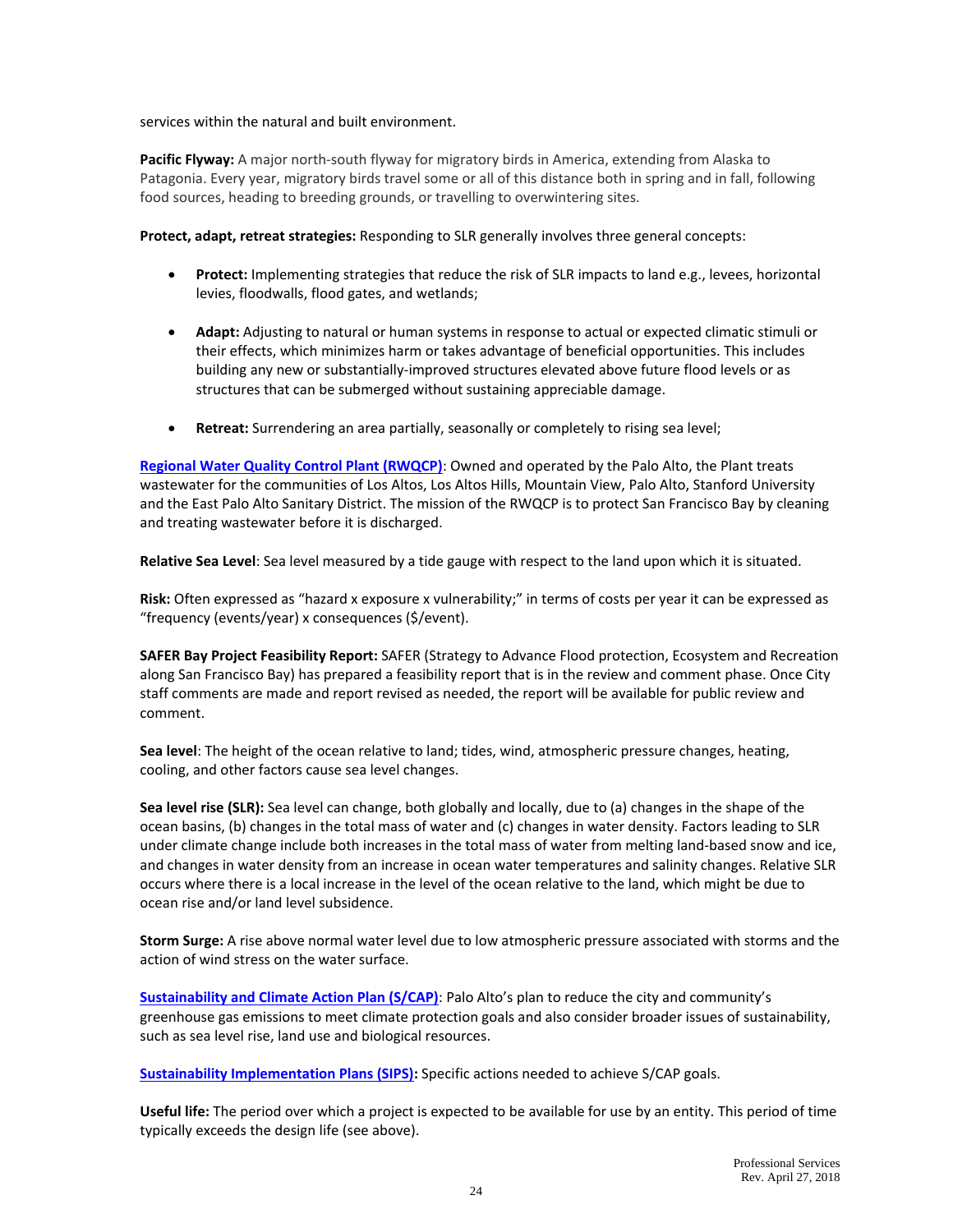services within the natural and built environment.

**Pacific Flyway:** A major north-south flyway for migratory birds in America, extending from Alaska to Patagonia. Every year, migratory birds travel some or all of this distance both in spring and in fall, following food sources, heading to breeding grounds, or travelling to overwintering sites.

**Protect, adapt, retreat strategies:** Responding to SLR generally involves three general concepts:

- **Protect:** Implementing strategies that reduce the risk of SLR impacts to land e.g., levees, horizontal levies, floodwalls, flood gates, and wetlands;
- **Adapt:** Adjusting to natural or human systems in response to actual or expected climatic stimuli or their effects, which minimizes harm or takes advantage of beneficial opportunities. This includes building any new or substantially-improved structures elevated above future flood levels or as structures that can be submerged without sustaining appreciable damage.
- **Retreat:** Surrendering an area partially, seasonally or completely to rising sea level;

**Regional Water Quality Control Plant (RWQCP)**: Owned and operated by the Palo Alto, the Plant treats wastewater for the communities of Los Altos, Los Altos Hills, Mountain View, Palo Alto, Stanford University and the East Palo Alto Sanitary District. The mission of the RWQCP is to protect San Francisco Bay by cleaning and treating wastewater before it is discharged.

**Relative Sea Level**: Sea level measured by a tide gauge with respect to the land upon which it is situated.

**Risk:** Often expressed as "hazard x exposure x vulnerability;" in terms of costs per year it can be expressed as "frequency (events/year) x consequences ($/event).

**SAFER Bay Project Feasibility Report:** SAFER (Strategy to Advance Flood protection, Ecosystem and Recreation along San Francisco Bay) has prepared a feasibility report that is in the review and comment phase. Once City staff comments are made and report revised as needed, the report will be available for public review and comment.

**Sea level**: The height of the ocean relative to land; tides, wind, atmospheric pressure changes, heating, cooling, and other factors cause sea level changes.

**Sea level rise (SLR):** Sea level can change, both globally and locally, due to (a) changes in the shape of the ocean basins, (b) changes in the total mass of water and (c) changes in water density. Factors leading to SLR under climate change include both increases in the total mass of water from melting land-based snow and ice, and changes in water density from an increase in ocean water temperatures and salinity changes. Relative SLR occurs where there is a local increase in the level of the ocean relative to the land, which might be due to ocean rise and/or land level subsidence.

**Storm Surge:** A rise above normal water level due to low atmospheric pressure associated with storms and the action of wind stress on the water surface.

**Sustainability and Climate Action Plan (S/CAP)**: Palo Alto's plan to reduce the city and community's greenhouse gas emissions to meet climate protection goals and also consider broader issues of sustainability, such as sea level rise, land use and biological resources.

**Sustainability Implementation Plans (SIPS):** Specific actions needed to achieve S/CAP goals.

**Useful life:** The period over which a project is expected to be available for use by an entity. This period of time typically exceeds the design life (see above).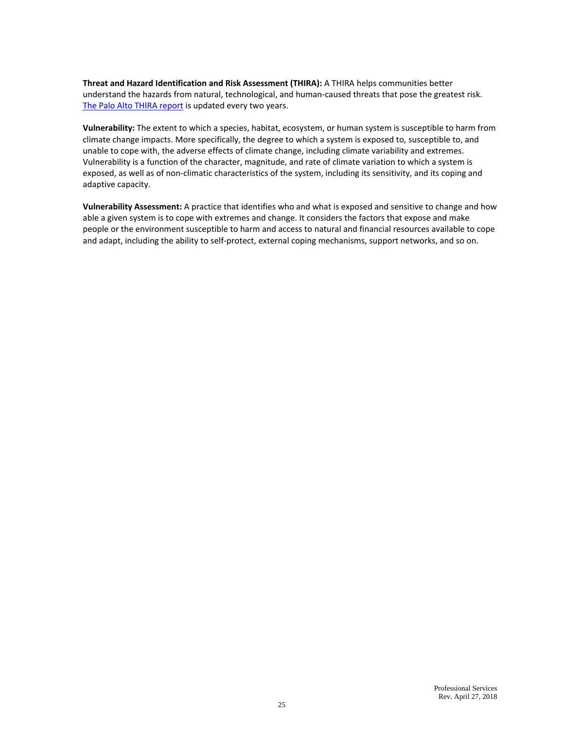**Threat and Hazard Identification and Risk Assessment (THIRA):** A THIRA helps communities better understand the hazards from natural, technological, and human-caused threats that pose the greatest risk. The Palo Alto THIRA report is updated every two years.

**Vulnerability:** The extent to which a species, habitat, ecosystem, or human system is susceptible to harm from climate change impacts. More specifically, the degree to which a system is exposed to, susceptible to, and unable to cope with, the adverse effects of climate change, including climate variability and extremes. Vulnerability is a function of the character, magnitude, and rate of climate variation to which a system is exposed, as well as of non-climatic characteristics of the system, including its sensitivity, and its coping and adaptive capacity.

**Vulnerability Assessment:** A practice that identifies who and what is exposed and sensitive to change and how able a given system is to cope with extremes and change. It considers the factors that expose and make people or the environment susceptible to harm and access to natural and financial resources available to cope and adapt, including the ability to self-protect, external coping mechanisms, support networks, and so on.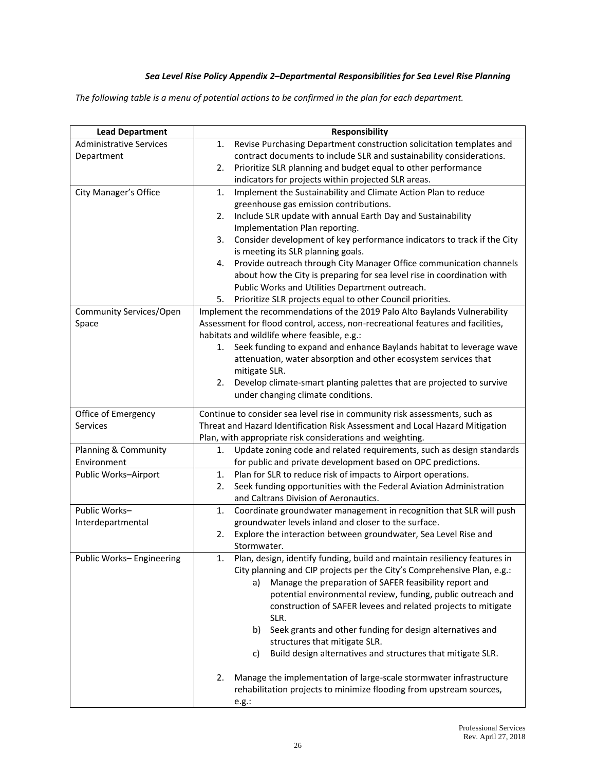***Sea Level Rise Policy Appendix 2–Departmental Responsibilities for Sea Level Rise Planning***

*The following table is a menu of potential actions to be confirmed in the plan for each department.*

| Lead Department | Responsibility |
|---|---|
| Administrative Services Department | 1. Revise Purchasing Department construction solicitation templates and contract documents to include SLR and sustainability considerations.<br>2. Prioritize SLR planning and budget equal to other performance indicators for projects within projected SLR areas. |
| City Manager's Office | 1. Implement the Sustainability and Climate Action Plan to reduce greenhouse gas emission contributions.<br>2. Include SLR update with annual Earth Day and Sustainability Implementation Plan reporting.<br>3. Consider development of key performance indicators to track if the City is meeting its SLR planning goals.<br>4. Provide outreach through City Manager Office communication channels about how the City is preparing for sea level rise in coordination with Public Works and Utilities Department outreach.<br>5. Prioritize SLR projects equal to other Council priorities. |
| Community Services/Open Space | Implement the recommendations of the 2019 Palo Alto Baylands Vulnerability Assessment for flood control, access, non-recreational features and facilities, habitats and wildlife where feasible, e.g.:<br>1. Seek funding to expand and enhance Baylands habitat to leverage wave attenuation, water absorption and other ecosystem services that mitigate SLR.<br>2. Develop climate-smart planting palettes that are projected to survive under changing climate conditions. |
| Office of Emergency Services | Continue to consider sea level rise in community risk assessments, such as Threat and Hazard Identification Risk Assessment and Local Hazard Mitigation Plan, with appropriate risk considerations and weighting. |
| Planning & Community Environment | 1. Update zoning code and related requirements, such as design standards for public and private development based on OPC predictions. |
| Public Works–Airport | 1. Plan for SLR to reduce risk of impacts to Airport operations.<br>2. Seek funding opportunities with the Federal Aviation Administration and Caltrans Division of Aeronautics. |
| Public Works–Interdepartmental | 1. Coordinate groundwater management in recognition that SLR will push groundwater levels inland and closer to the surface.<br>2. Explore the interaction between groundwater, Sea Level Rise and Stormwater. |
| Public Works– Engineering | 1. Plan, design, identify funding, build and maintain resiliency features in City planning and CIP projects per the City's Comprehensive Plan, e.g.:<br>a) Manage the preparation of SAFER feasibility report and potential environmental review, funding, public outreach and construction of SAFER levees and related projects to mitigate SLR.<br>b) Seek grants and other funding for design alternatives and structures that mitigate SLR.<br>c) Build design alternatives and structures that mitigate SLR.<br><br>2. Manage the implementation of large-scale stormwater infrastructure rehabilitation projects to minimize flooding from upstream sources, e.g.: |

Professional Services
Rev. April 27, 2018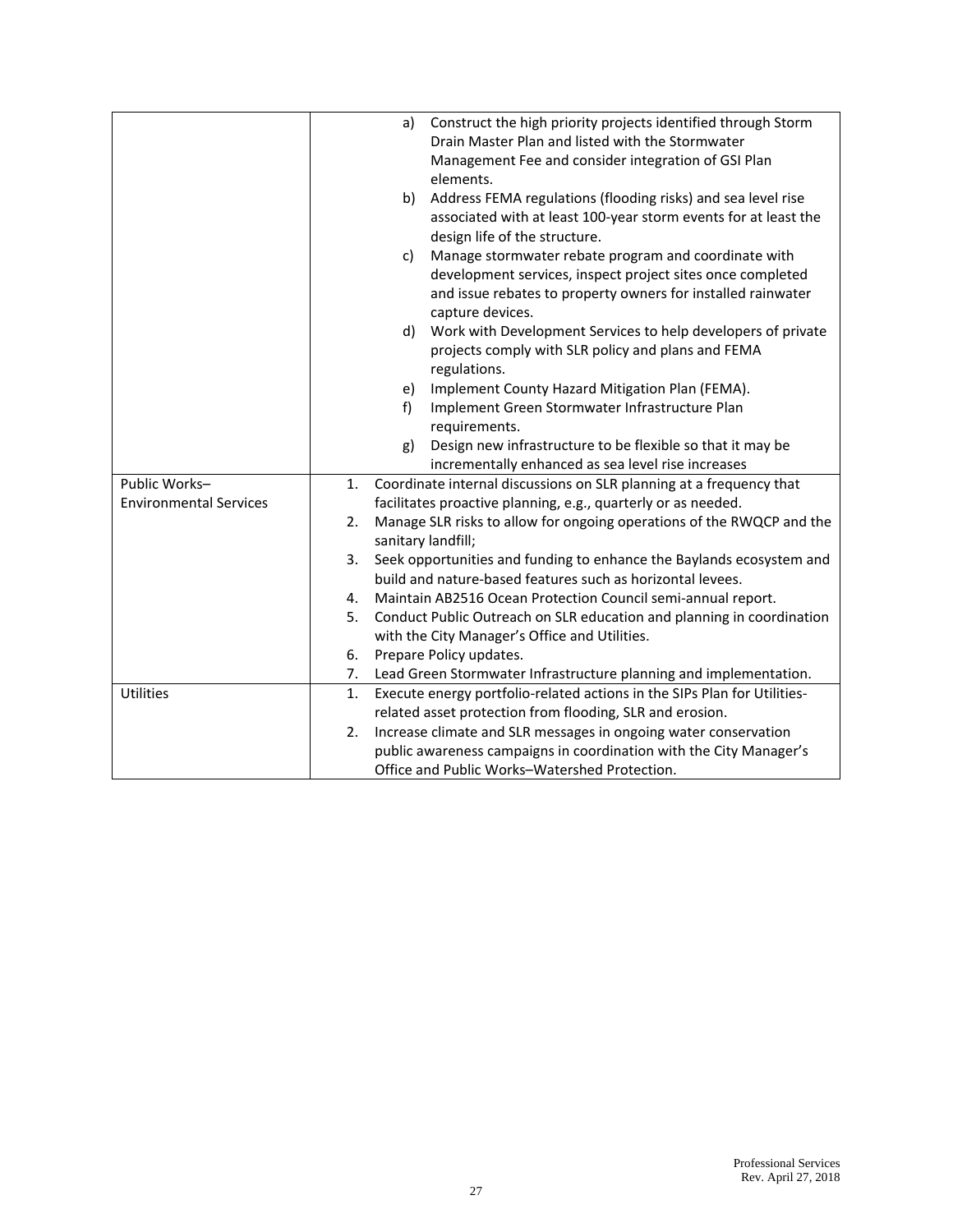| | |
|---|---|
| | a) Construct the high priority projects identified through Storm Drain Master Plan and listed with the Stormwater Management Fee and consider integration of GSI Plan elements.<br>b) Address FEMA regulations (flooding risks) and sea level rise associated with at least 100-year storm events for at least the design life of the structure.<br>c) Manage stormwater rebate program and coordinate with development services, inspect project sites once completed and issue rebates to property owners for installed rainwater capture devices.<br>d) Work with Development Services to help developers of private projects comply with SLR policy and plans and FEMA regulations.<br>e) Implement County Hazard Mitigation Plan (FEMA).<br>f) Implement Green Stormwater Infrastructure Plan requirements.<br>g) Design new infrastructure to be flexible so that it may be incrementally enhanced as sea level rise increases |
| Public Works–Environmental Services | 1. Coordinate internal discussions on SLR planning at a frequency that facilitates proactive planning, e.g., quarterly or as needed.<br>2. Manage SLR risks to allow for ongoing operations of the RWQCP and the sanitary landfill;<br>3. Seek opportunities and funding to enhance the Baylands ecosystem and build and nature-based features such as horizontal levees.<br>4. Maintain AB2516 Ocean Protection Council semi-annual report.<br>5. Conduct Public Outreach on SLR education and planning in coordination with the City Manager's Office and Utilities.<br>6. Prepare Policy updates.<br>7. Lead Green Stormwater Infrastructure planning and implementation. |
| Utilities | 1. Execute energy portfolio-related actions in the SIPs Plan for Utilities-related asset protection from flooding, SLR and erosion.<br>2. Increase climate and SLR messages in ongoing water conservation public awareness campaigns in coordination with the City Manager's Office and Public Works–Watershed Protection. |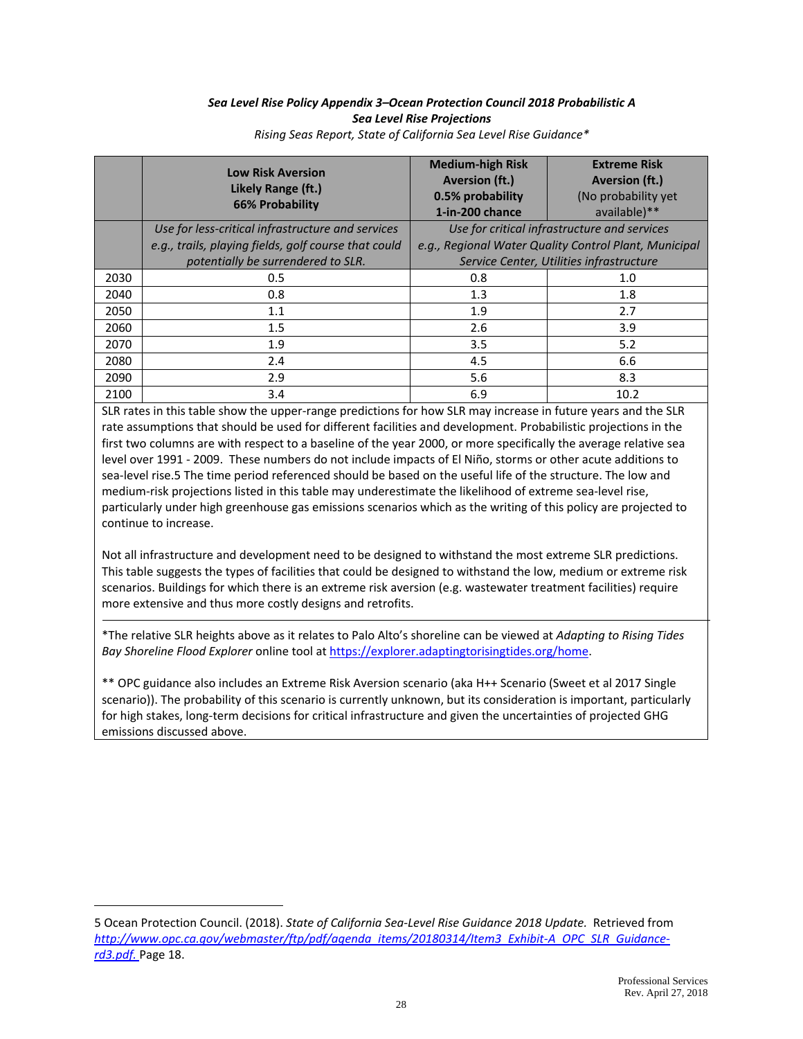***Sea Level Rise Policy Appendix 3–Ocean Protection Council 2018 Probabilistic A Sea Level Rise Projections***

*Rising Seas Report, State of California Sea Level Rise Guidance**

| | **Low Risk Aversion Likely Range (ft.) 66% Probability** | **Medium-high Risk Aversion (ft.) 0.5% probability 1-in-200 chance** | **Extreme Risk Aversion (ft.)** (No probability yet available)** |
|---|---|---|---|
| | *Use for less-critical infrastructure and services e.g., trails, playing fields, golf course that could potentially be surrendered to SLR.* | *Use for critical infrastructure and services e.g., Regional Water Quality Control Plant, Municipal Service Center, Utilities infrastructure* | |
| 2030 | 0.5 | 0.8 | 1.0 |
| 2040 | 0.8 | 1.3 | 1.8 |
| 2050 | 1.1 | 1.9 | 2.7 |
| 2060 | 1.5 | 2.6 | 3.9 |
| 2070 | 1.9 | 3.5 | 5.2 |
| 2080 | 2.4 | 4.5 | 6.6 |
| 2090 | 2.9 | 5.6 | 8.3 |
| 2100 | 3.4 | 6.9 | 10.2 |

SLR rates in this table show the upper-range predictions for how SLR may increase in future years and the SLR rate assumptions that should be used for different facilities and development. Probabilistic projections in the first two columns are with respect to a baseline of the year 2000, or more specifically the average relative sea level over 1991 - 2009. These numbers do not include impacts of El Niño, storms or other acute additions to sea-level rise.[5] The time period referenced should be based on the useful life of the structure. The low and medium-risk projections listed in this table may underestimate the likelihood of extreme sea-level rise, particularly under high greenhouse gas emissions scenarios which as the writing of this policy are projected to continue to increase.

Not all infrastructure and development need to be designed to withstand the most extreme SLR predictions. This table suggests the types of facilities that could be designed to withstand the low, medium or extreme risk scenarios. Buildings for which there is an extreme risk aversion (e.g. wastewater treatment facilities) require more extensive and thus more costly designs and retrofits.

*The relative SLR heights above as it relates to Palo Alto's shoreline can be viewed at *Adapting to Rising Tides Bay Shoreline Flood Explorer* online tool at https://explorer.adaptingtorisingtides.org/home.

** OPC guidance also includes an Extreme Risk Aversion scenario (aka H++ Scenario (Sweet et al 2017 Single scenario)). The probability of this scenario is currently unknown, but its consideration is important, particularly for high stakes, long-term decisions for critical infrastructure and given the uncertainties of projected GHG emissions discussed above.

---

5 Ocean Protection Council. (2018). *State of California Sea-Level Rise Guidance 2018 Update.* Retrieved from http://www.opc.ca.gov/webmaster/ftp/pdf/agenda_items/20180314/Item3_Exhibit-A_OPC_SLR_Guidance-rd3.pdf. Page 18.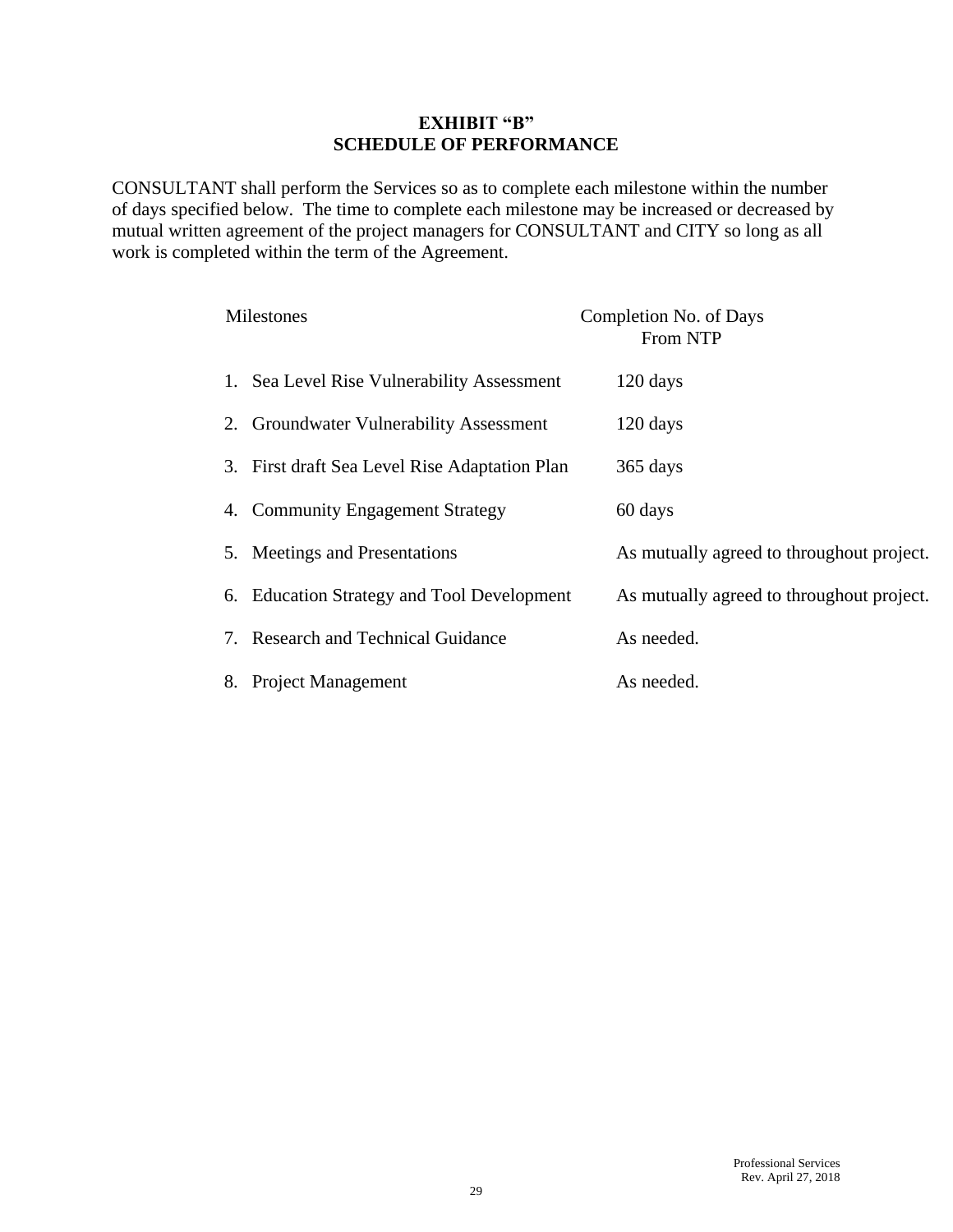# EXHIBIT "B"
## SCHEDULE OF PERFORMANCE

CONSULTANT shall perform the Services so as to complete each milestone within the number of days specified below. The time to complete each milestone may be increased or decreased by mutual written agreement of the project managers for CONSULTANT and CITY so long as all work is completed within the term of the Agreement.

| Milestones | Completion No. of Days From NTP |
|---|---|
| 1. Sea Level Rise Vulnerability Assessment | 120 days |
| 2. Groundwater Vulnerability Assessment | 120 days |
| 3. First draft Sea Level Rise Adaptation Plan | 365 days |
| 4. Community Engagement Strategy | 60 days |
| 5. Meetings and Presentations | As mutually agreed to throughout project. |
| 6. Education Strategy and Tool Development | As mutually agreed to throughout project. |
| 7. Research and Technical Guidance | As needed. |
| 8. Project Management | As needed. |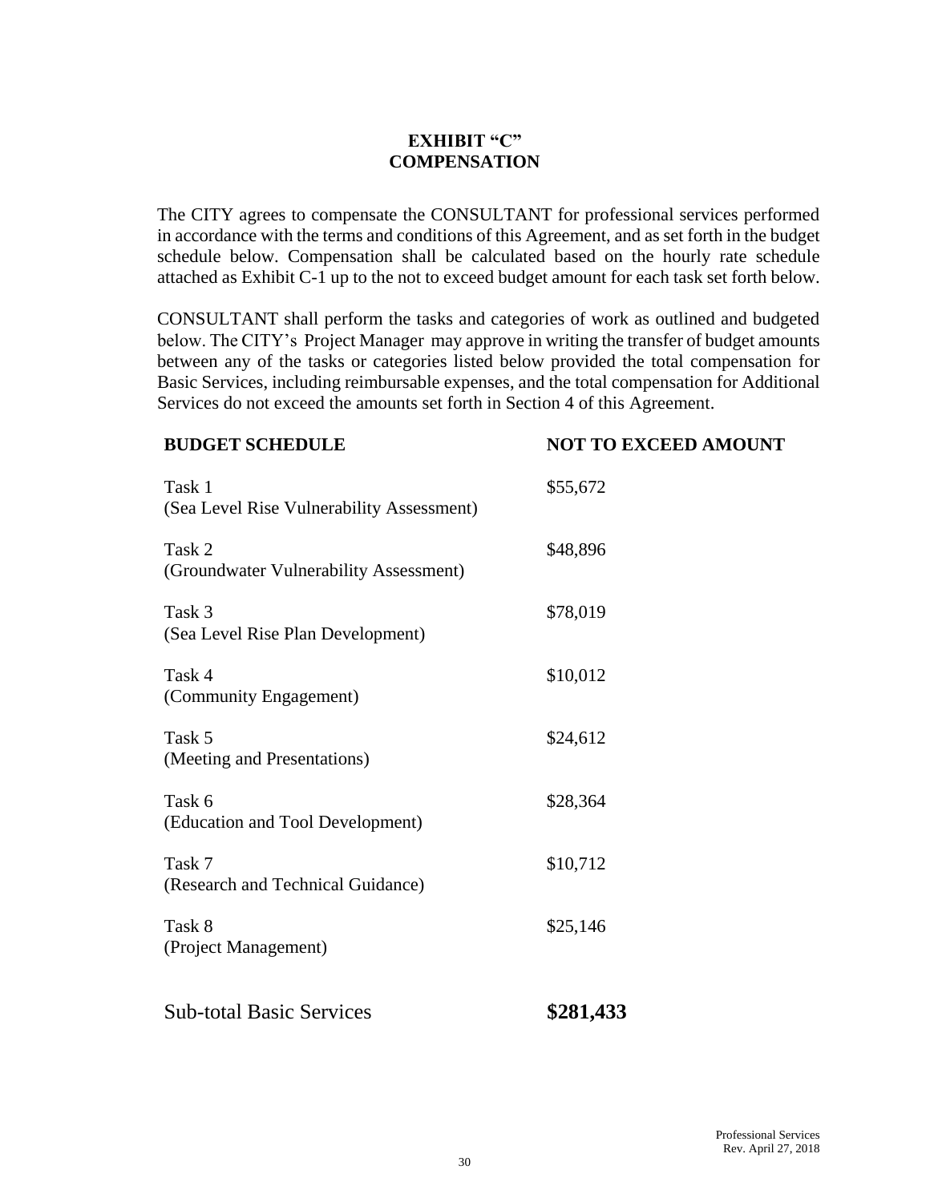# EXHIBIT "C"
## COMPENSATION

The CITY agrees to compensate the CONSULTANT for professional services performed in accordance with the terms and conditions of this Agreement, and as set forth in the budget schedule below. Compensation shall be calculated based on the hourly rate schedule attached as Exhibit C-1 up to the not to exceed budget amount for each task set forth below.

CONSULTANT shall perform the tasks and categories of work as outlined and budgeted below. The CITY's Project Manager may approve in writing the transfer of budget amounts between any of the tasks or categories listed below provided the total compensation for Basic Services, including reimbursable expenses, and the total compensation for Additional Services do not exceed the amounts set forth in Section 4 of this Agreement.

| BUDGET SCHEDULE | NOT TO EXCEED AMOUNT |
|---|---|
| Task 1<br>(Sea Level Rise Vulnerability Assessment) | $55,672 |
| Task 2<br>(Groundwater Vulnerability Assessment) | $48,896 |
| Task 3<br>(Sea Level Rise Plan Development) | $78,019 |
| Task 4<br>(Community Engagement) | $10,012 |
| Task 5<br>(Meeting and Presentations) | $24,612 |
| Task 6<br>(Education and Tool Development) | $28,364 |
| Task 7<br>(Research and Technical Guidance) | $10,712 |
| Task 8<br>(Project Management) | $25,146 |
| Sub-total Basic Services | **$281,433** |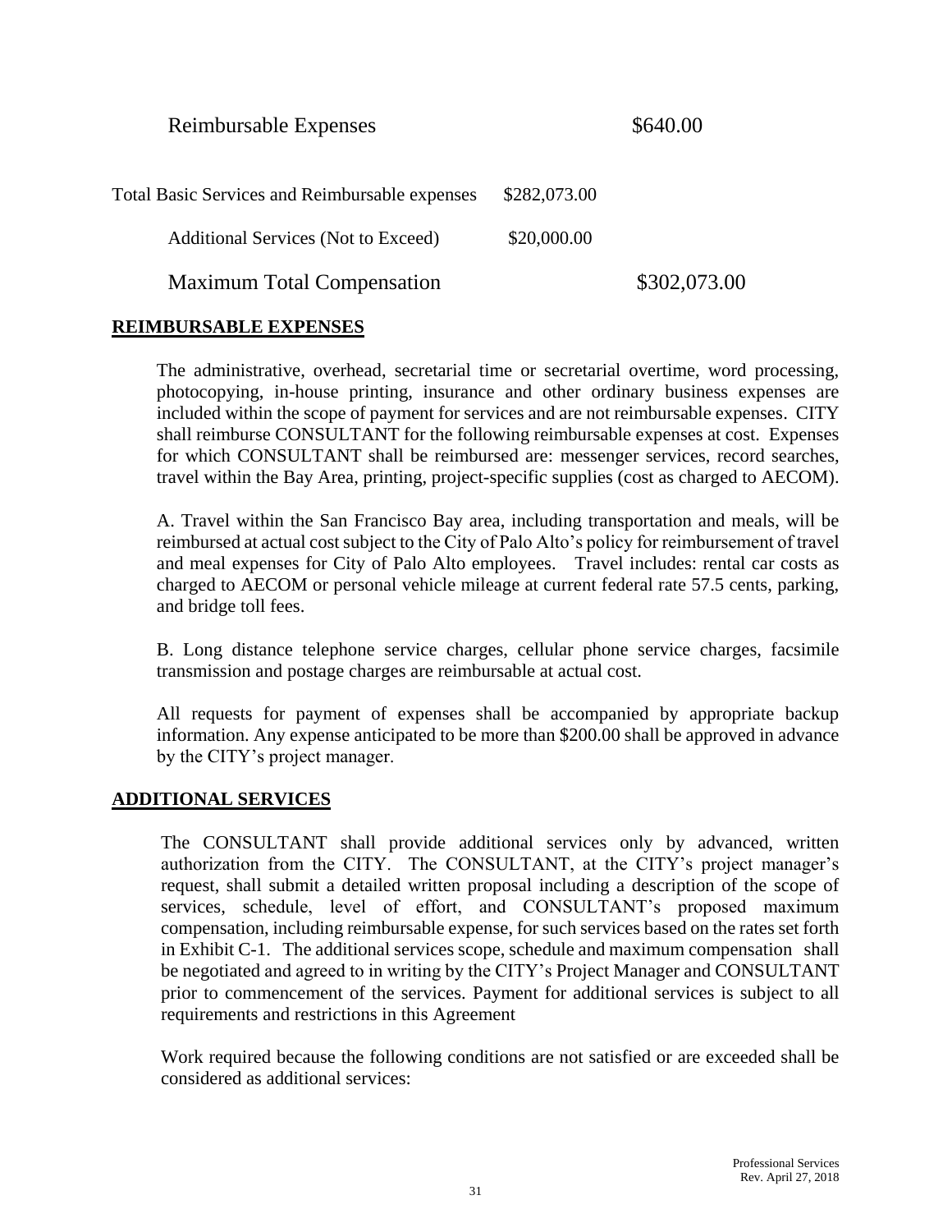| | | |
|---|---|---|
| Reimbursable Expenses | | $640.00 |
| Total Basic Services and Reimbursable expenses | $282,073.00 | |
| Additional Services (Not to Exceed) | $20,000.00 | |
| Maximum Total Compensation | | $302,073.00 |

## REIMBURSABLE EXPENSES

The administrative, overhead, secretarial time or secretarial overtime, word processing, photocopying, in-house printing, insurance and other ordinary business expenses are included within the scope of payment for services and are not reimbursable expenses. CITY shall reimburse CONSULTANT for the following reimbursable expenses at cost. Expenses for which CONSULTANT shall be reimbursed are: messenger services, record searches, travel within the Bay Area, printing, project-specific supplies (cost as charged to AECOM).

A. Travel within the San Francisco Bay area, including transportation and meals, will be reimbursed at actual cost subject to the City of Palo Alto's policy for reimbursement of travel and meal expenses for City of Palo Alto employees. Travel includes: rental car costs as charged to AECOM or personal vehicle mileage at current federal rate 57.5 cents, parking, and bridge toll fees.

B. Long distance telephone service charges, cellular phone service charges, facsimile transmission and postage charges are reimbursable at actual cost.

All requests for payment of expenses shall be accompanied by appropriate backup information. Any expense anticipated to be more than $200.00 shall be approved in advance by the CITY's project manager.

## ADDITIONAL SERVICES

The CONSULTANT shall provide additional services only by advanced, written authorization from the CITY. The CONSULTANT, at the CITY's project manager's request, shall submit a detailed written proposal including a description of the scope of services, schedule, level of effort, and CONSULTANT's proposed maximum compensation, including reimbursable expense, for such services based on the rates set forth in Exhibit C-1. The additional services scope, schedule and maximum compensation shall be negotiated and agreed to in writing by the CITY's Project Manager and CONSULTANT prior to commencement of the services. Payment for additional services is subject to all requirements and restrictions in this Agreement

Work required because the following conditions are not satisfied or are exceeded shall be considered as additional services: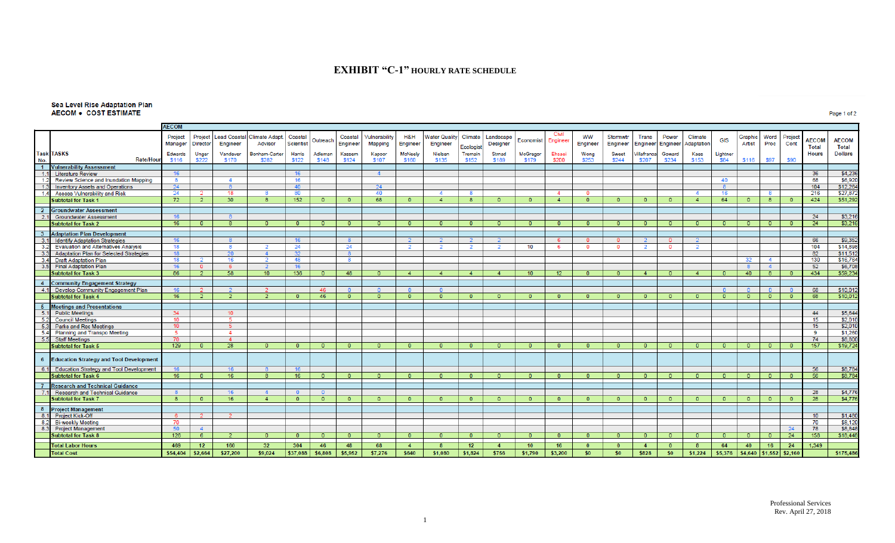# EXHIBIT "C-1" HOURLY RATE SCHEDULE

**Sea Level Rise Adaptation Plan**
**AECOM • COST ESTIMATE**

| Task No. | TASKS | Project Manager | Project Director | Lead Coastal Engineer | Climate Adapt. Advisor | Coastal Scientist | Outreach | Coastal Engineer | Vulnerability Mapping | H&H Engineer | Water Quality Engineer | Climate Ecologist | Landscape Designer | Economist | Civil Engineer | WW Engineer | Stormwtr Engineer | Trans Engineer | Power Engineer | Climate Adaptation | GIS | Graphic Artist | Word Proc | Project Cont | AECOM Total Hours | AECOM Total Dollars |
|---|---|---|---|---|---|---|---|---|---|---|---|---|---|---|---|---|---|---|---|---|---|---|---|---|---|---|
| | Rate/Hour | Edwards $116 | Unger $222 | Vandover $170 | Bonham-Carter $282 | Harris $122 | Adleman $148 | Kassem $124 | Kapoor $107 | McNeely $160 | Nielson $135 | Tremain $152 | Strnad $189 | McGregor $179 | Ehsaei $200 | Wong $253 | Sweet $244 | Villafranca $207 | Goward $234 | Kaas $153 | Lightner $84 | $116 | $97 | $90 | | |
| **1** | **Vulnerability Assessment** | | | | | | | | | | | | | | | | | | | | | | | | | |
| 1.1 | Literature Review | 16 | | | | 16 | | | 4 | | | | | | | | | | | | | | | | 36 | $4,236 |
| 1.2 | Review Science and Inundation Mapping | 8 | | 4 | | 16 | | | | | | | | | | | | | | | 40 | | | | 68 | $6,920 |
| 1.3 | Inventory Assets and Operations | 24 | | 8 | | 40 | | | 24 | | | | | | | | | | | | 8 | | | | 104 | $12,264 |
| 1.4 | Assess Vulnerability and Risk | 24 | 2 | 18 | 8 | 80 | | | 40 | | 4 | 8 | | | 4 | 0 | | | | 4 | 16 | | 8 | | 216 | $27,872 |
| | **Subtotal for Task 1** | 72 | 2 | 30 | 8 | 152 | 0 | 0 | 68 | 0 | 4 | 8 | 0 | 0 | 4 | 0 | 0 | 0 | 0 | 4 | 64 | 0 | 8 | 0 | 424 | $51,292 |
| **2** | **Groundwater Assessment** | | | | | | | | | | | | | | | | | | | | | | | | | |
| 2.1 | Groundwater Assessment | 16 | | 8 | | | | | | | | | | | | | | | | | | | | | 24 | $3,216 |
| | **Subtotal for Task 2** | 16 | 0 | 8 | 0 | 0 | 0 | 0 | 0 | 0 | 0 | 0 | 0 | 0 | 0 | 0 | 0 | 0 | 0 | 0 | 0 | 0 | 0 | 0 | 24 | $3,216 |
| **3** | **Adaptation Plan Development** | | | | | | | | | | | | | | | | | | | | | | | | | |
| 3.1 | Identify Adaptation Strategies | 16 | | 8 | | 16 | | 8 | | 2 | 2 | 2 | 2 | | 6 | 0 | 0 | 2 | 0 | 2 | | | | | 66 | $9,352 |
| 3.2 | Evaluation and Alternatives Analysis | 18 | | 8 | 2 | 24 | | 24 | | 2 | 2 | 2 | 2 | 10 | 6 | 0 | 0 | 2 | 0 | 2 | | | | | 104 | $14,896 |
| 3.3 | Adaptation Plan for Selected Strategies | 18 | | 20 | 4 | 32 | | 8 | | | | | | | | | | | | | | | | | 82 | $11,512 |
| 3.4 | Draft Adaptation Plan | 18 | 2 | 16 | 2 | 48 | | 8 | | | | | | | | | | | | | | 32 | 4 | | 130 | $16,764 |
| 3.5 | Final Adaptation Plan | 16 | 0 | 6 | 2 | 16 | | | | | | | | | | | | | | | | 8 | 4 | | 52 | $6,708 |
| | **Subtotal for Task 3** | 86 | 2 | 58 | 10 | 136 | 0 | 48 | 0 | 4 | 4 | 4 | 4 | 10 | 12 | 0 | 0 | 4 | 0 | 4 | 0 | 40 | 8 | 0 | 434 | $59,234 |
| **4** | **Community Engagement Strategy** | | | | | | | | | | | | | | | | | | | | | | | | | |
| 4.1 | Develop Community Engagement Plan | 16 | 2 | 2 | 2 | | 46 | 0 | 0 | 0 | 0 | | | | | | | | | | 0 | 0 | 0 | 0 | 68 | $10,012 |
| | **Subtotal for Task 4** | 16 | 2 | 2 | 2 | 0 | 46 | 0 | 0 | 0 | 0 | 0 | 0 | 0 | 0 | 0 | 0 | 0 | 0 | 0 | 0 | 0 | 0 | 0 | 68 | $10,012 |
| **5** | **Meetings and Presentations** | | | | | | | | | | | | | | | | | | | | | | | | | |
| 5.1 | Public Meetings | 34 | | 10 | | | | | | | | | | | | | | | | | | | | | 44 | $5,644 |
| 5.2 | Council Meetings | 10 | | 5 | | | | | | | | | | | | | | | | | | | | | 15 | $2,010 |
| 5.3 | Parks and Rec Meetings | 10 | | 5 | | | | | | | | | | | | | | | | | | | | | 15 | $2,010 |
| 5.4 | Planning and Transpo Meeting | 5 | | 4 | | | | | | | | | | | | | | | | | | | | | 9 | $1,260 |
| 5.5 | Staff Meetings | 70 | | 4 | | | | | | | | | | | | | | | | | | | | | 74 | $8,800 |
| | **Subtotal for Task 5** | 129 | 0 | 28 | 0 | 0 | 0 | 0 | 0 | 0 | 0 | 0 | 0 | 0 | 0 | 0 | 0 | 0 | 0 | 0 | 0 | 0 | 0 | 0 | 157 | $19,724 |
| **6** | **Education Strategy and Tool Development** | | | | | | | | | | | | | | | | | | | | | | | | | |
| 6.1 | Education Strategy and Tool Development | 16 | | 16 | 8 | 16 | | | | | | | | | | | | | | | | | | | 56 | $8,784 |
| | **Subtotal for Task 6** | 16 | 0 | 16 | 8 | 16 | 0 | 0 | 0 | 0 | 0 | 0 | 0 | 0 | 0 | 0 | 0 | 0 | 0 | 0 | 0 | 0 | 0 | 0 | 56 | $8,784 |
| **7** | **Research and Technical Guidance** | | | | | | | | | | | | | | | | | | | | | | | | | |
| 7.1 | Research and Technical Guidance | 8 | | 16 | 4 | 0 | 0 | | | | | | | | | | | | | | | | | | 28 | $4,776 |
| | **Subtotal for Task 7** | 8 | 0 | 16 | 4 | 0 | 0 | 0 | 0 | 0 | 0 | 0 | 0 | 0 | 0 | 0 | 0 | 0 | 0 | 0 | 0 | 0 | 0 | 0 | 28 | $4,776 |
| **8** | **Project Management** | | | | | | | | | | | | | | | | | | | | | | | | | |
| 8.1 | Project Kick-Off | 6 | 2 | 2 | | | | | | | | | | | | | | | | | | | | | 10 | $1,480 |
| 8.2 | Bi-weekly Meeting | 70 | | | | | | | | | | | | | | | | | | | | | | | 70 | $8,120 |
| 8.3 | Project Management | 50 | 4 | | | | | | | | | | | | | | | | | | | | | 24 | 78 | $6,848 |
| | **Subtotal for Task 8** | 126 | 6 | 2 | 0 | 0 | 0 | 0 | 0 | 0 | 0 | 0 | 0 | 0 | 0 | 0 | 0 | 0 | 0 | 0 | 0 | 0 | 0 | 24 | 158 | $16,448 |
| | **Total Labor Hours** | 469 | 12 | 160 | 32 | 304 | 46 | 48 | 68 | 4 | 8 | 12 | 4 | 10 | 16 | 0 | 0 | 4 | 0 | 8 | 64 | 40 | 16 | 24 | 1,349 | |
| | **Total Cost** | $54,404 | $2,664 | $27,200 | $9,024 | $37,088 | $6,808 | $5,952 | $7,276 | $640 | $1,080 | $1,824 | $756 | $1,790 | $3,200 | $0 | $0 | $828 | $0 | $1,224 | $5,376 | $4,640 | $1,552 | $2,160 | | $175,486 |

Professional Services
Rev. April 27, 2018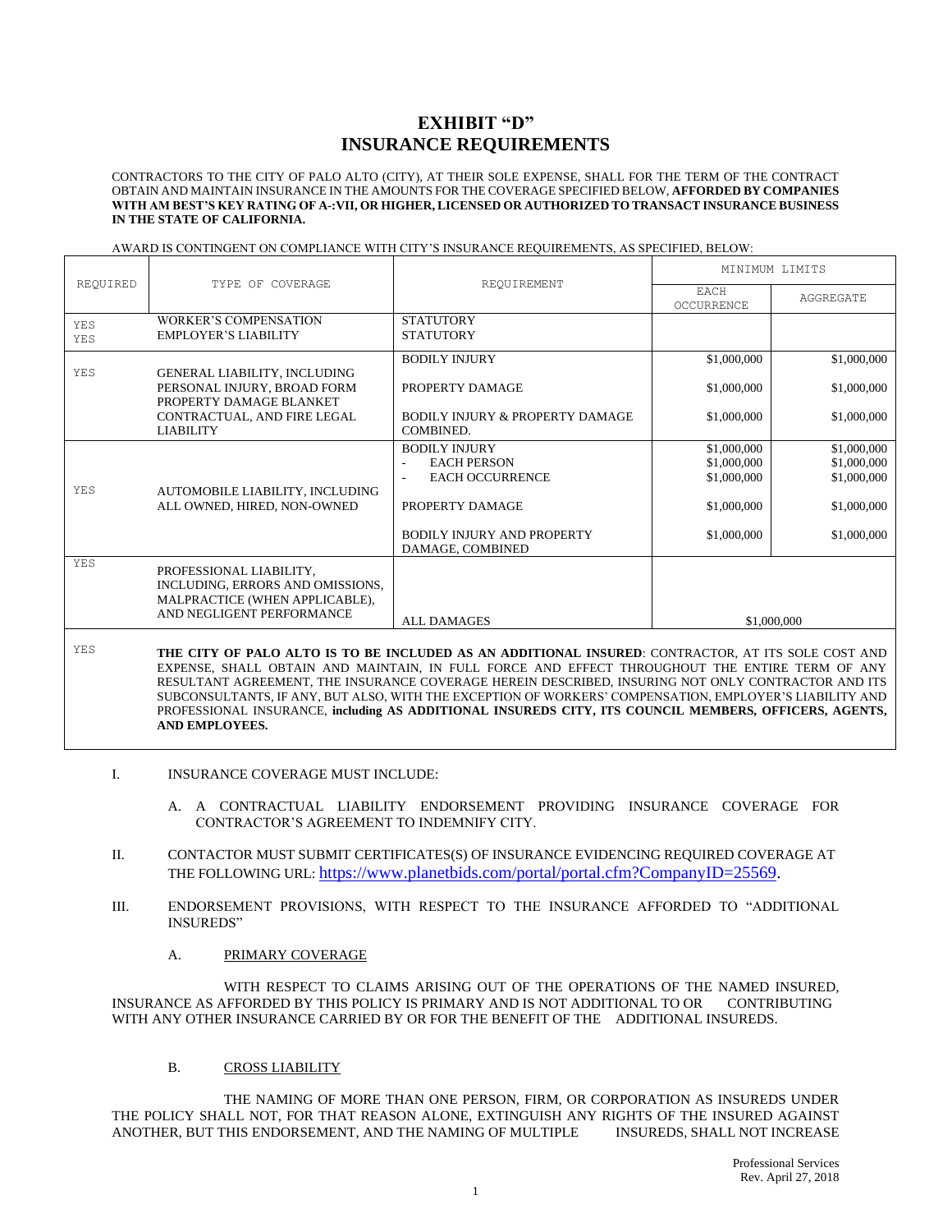# EXHIBIT "D"
# INSURANCE REQUIREMENTS

CONTRACTORS TO THE CITY OF PALO ALTO (CITY), AT THEIR SOLE EXPENSE, SHALL FOR THE TERM OF THE CONTRACT OBTAIN AND MAINTAIN INSURANCE IN THE AMOUNTS FOR THE COVERAGE SPECIFIED BELOW, **AFFORDED BY COMPANIES WITH AM BEST'S KEY RATING OF A-:VII, OR HIGHER, LICENSED OR AUTHORIZED TO TRANSACT INSURANCE BUSINESS IN THE STATE OF CALIFORNIA.**

AWARD IS CONTINGENT ON COMPLIANCE WITH CITY'S INSURANCE REQUIREMENTS, AS SPECIFIED, BELOW:

| REQUIRED | TYPE OF COVERAGE | REQUIREMENT | MINIMUM LIMITS | |
|---|---|---|---|---|
| | | | EACH OCCURRENCE | AGGREGATE |
| YES<br>YES | WORKER'S COMPENSATION<br>EMPLOYER'S LIABILITY | STATUTORY<br>STATUTORY | | |
| YES | GENERAL LIABILITY, INCLUDING PERSONAL INJURY, BROAD FORM PROPERTY DAMAGE BLANKET CONTRACTUAL, AND FIRE LEGAL LIABILITY | BODILY INJURY<br><br>PROPERTY DAMAGE<br><br>BODILY INJURY & PROPERTY DAMAGE COMBINED. | \$1,000,000<br><br>\$1,000,000<br><br>\$1,000,000 | \$1,000,000<br><br>\$1,000,000<br><br>\$1,000,000 |
| YES | AUTOMOBILE LIABILITY, INCLUDING ALL OWNED, HIRED, NON-OWNED | BODILY INJURY<br>- EACH PERSON<br>- EACH OCCURRENCE<br><br>PROPERTY DAMAGE<br><br>BODILY INJURY AND PROPERTY DAMAGE, COMBINED | \$1,000,000<br>\$1,000,000<br>\$1,000,000<br><br>\$1,000,000<br><br>\$1,000,000 | \$1,000,000<br>\$1,000,000<br>\$1,000,000<br><br>\$1,000,000<br><br>\$1,000,000 |
| YES | PROFESSIONAL LIABILITY, INCLUDING, ERRORS AND OMISSIONS, MALPRACTICE (WHEN APPLICABLE), AND NEGLIGENT PERFORMANCE | ALL DAMAGES | \$1,000,000 | |
| YES | **THE CITY OF PALO ALTO IS TO BE INCLUDED AS AN ADDITIONAL INSURED**: CONTRACTOR, AT ITS SOLE COST AND EXPENSE, SHALL OBTAIN AND MAINTAIN, IN FULL FORCE AND EFFECT THROUGHOUT THE ENTIRE TERM OF ANY RESULTANT AGREEMENT, THE INSURANCE COVERAGE HEREIN DESCRIBED, INSURING NOT ONLY CONTRACTOR AND ITS SUBCONSULTANTS, IF ANY, BUT ALSO, WITH THE EXCEPTION OF WORKERS' COMPENSATION, EMPLOYER'S LIABILITY AND PROFESSIONAL INSURANCE, **including AS ADDITIONAL INSUREDS CITY, ITS COUNCIL MEMBERS, OFFICERS, AGENTS, AND EMPLOYEES.** | | | |

I. INSURANCE COVERAGE MUST INCLUDE:

A. A CONTRACTUAL LIABILITY ENDORSEMENT PROVIDING INSURANCE COVERAGE FOR CONTRACTOR'S AGREEMENT TO INDEMNIFY CITY.

II. CONTACTOR MUST SUBMIT CERTIFICATES(S) OF INSURANCE EVIDENCING REQUIRED COVERAGE AT THE FOLLOWING URL: https://www.planetbids.com/portal/portal.cfm?CompanyID=25569.

III. ENDORSEMENT PROVISIONS, WITH RESPECT TO THE INSURANCE AFFORDED TO "ADDITIONAL INSUREDS"

A. PRIMARY COVERAGE

WITH RESPECT TO CLAIMS ARISING OUT OF THE OPERATIONS OF THE NAMED INSURED, INSURANCE AS AFFORDED BY THIS POLICY IS PRIMARY AND IS NOT ADDITIONAL TO OR CONTRIBUTING WITH ANY OTHER INSURANCE CARRIED BY OR FOR THE BENEFIT OF THE ADDITIONAL INSUREDS.

B. CROSS LIABILITY

THE NAMING OF MORE THAN ONE PERSON, FIRM, OR CORPORATION AS INSUREDS UNDER THE POLICY SHALL NOT, FOR THAT REASON ALONE, EXTINGUISH ANY RIGHTS OF THE INSURED AGAINST ANOTHER, BUT THIS ENDORSEMENT, AND THE NAMING OF MULTIPLE INSUREDS, SHALL NOT INCREASE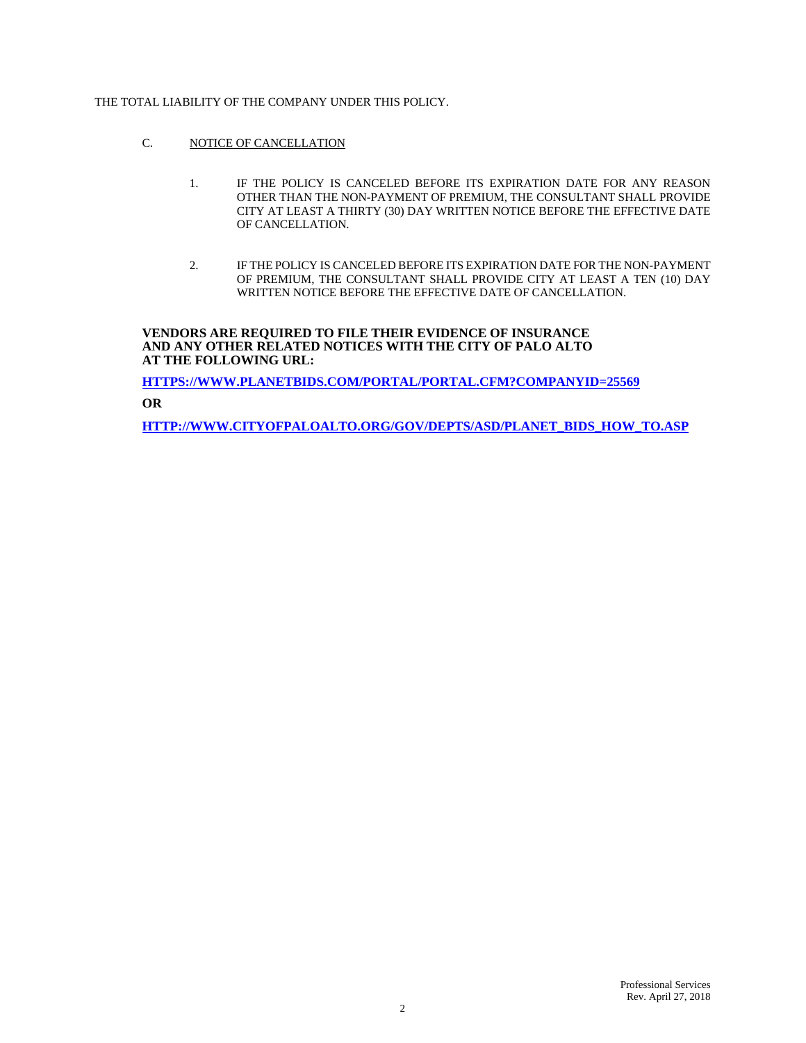THE TOTAL LIABILITY OF THE COMPANY UNDER THIS POLICY.

C. NOTICE OF CANCELLATION

1. IF THE POLICY IS CANCELED BEFORE ITS EXPIRATION DATE FOR ANY REASON OTHER THAN THE NON-PAYMENT OF PREMIUM, THE CONSULTANT SHALL PROVIDE CITY AT LEAST A THIRTY (30) DAY WRITTEN NOTICE BEFORE THE EFFECTIVE DATE OF CANCELLATION.

2. IF THE POLICY IS CANCELED BEFORE ITS EXPIRATION DATE FOR THE NON-PAYMENT OF PREMIUM, THE CONSULTANT SHALL PROVIDE CITY AT LEAST A TEN (10) DAY WRITTEN NOTICE BEFORE THE EFFECTIVE DATE OF CANCELLATION.

**VENDORS ARE REQUIRED TO FILE THEIR EVIDENCE OF INSURANCE AND ANY OTHER RELATED NOTICES WITH THE CITY OF PALO ALTO AT THE FOLLOWING URL:**

**HTTPS://WWW.PLANETBIDS.COM/PORTAL/PORTAL.CFM?COMPANYID=25569**

**OR**

**HTTP://WWW.CITYOFPALOALTO.ORG/GOV/DEPTS/ASD/PLANET_BIDS_HOW_TO.ASP**